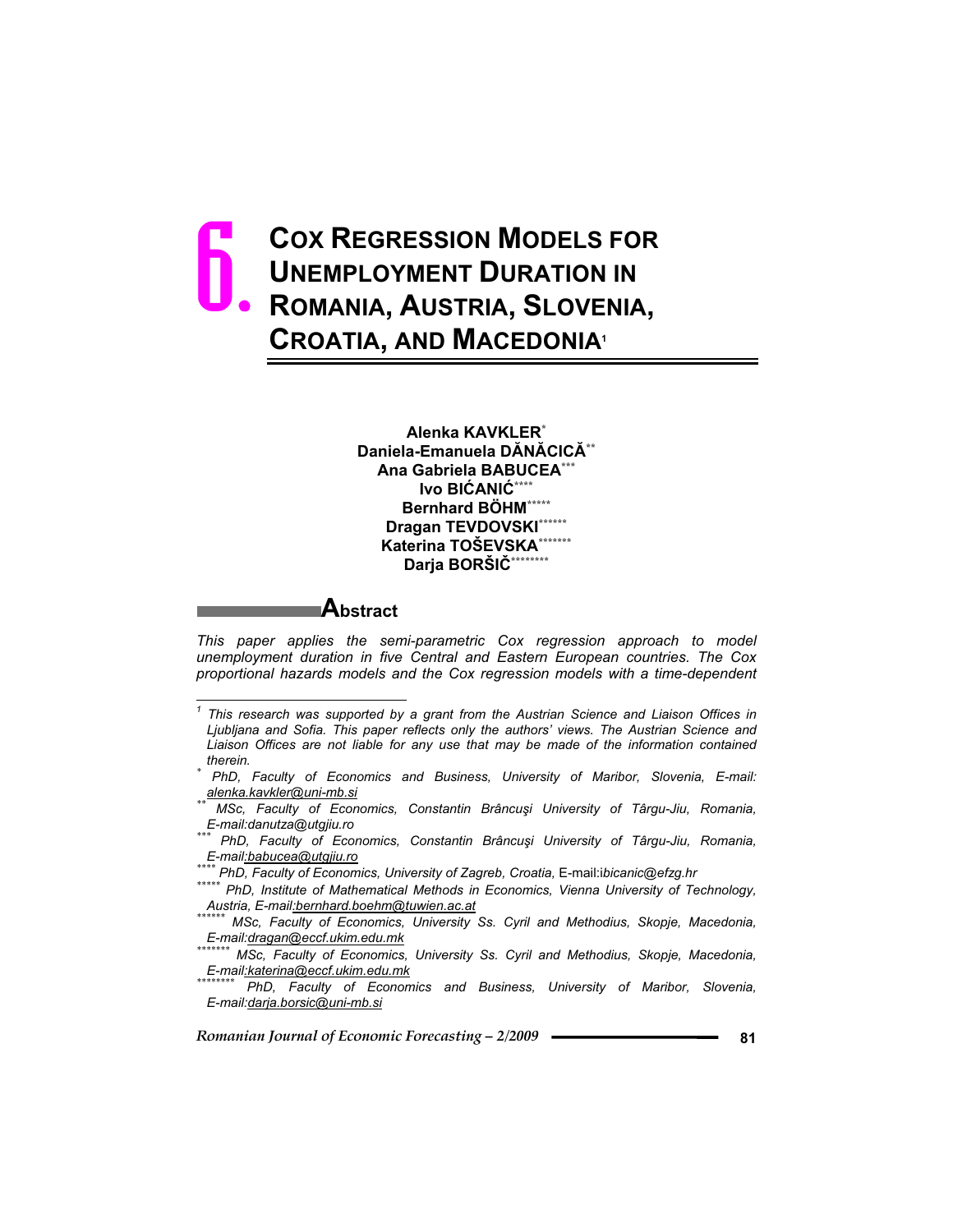# 6. COX REGRESSION MODELS FOR UNEMPLOYMENT DURATION IN ROMANIA, AUSTRIA, SLOVENIA, CROATIA, AND MACEDONIA[1]

**Alenka KAVKLER[*]**
**Daniela-Emanuela DĂNĂCICĂ[**]**
**Ana Gabriela BABUCEA[***]**
**Ivo BIĆANIĆ[****]**
**Bernhard BÖHM[*****]**
**Dragan TEVDOVSKI[******]**
**Katerina TOŠEVSKA[*******]**
**Darja BORŠIČ[********]**

## Abstract

*This paper applies the semi-parametric Cox regression approach to model unemployment duration in five Central and Eastern European countries. The Cox proportional hazards models and the Cox regression models with a time-dependent*

---

[1] *This research was supported by a grant from the Austrian Science and Liaison Offices in Ljubljana and Sofia. This paper reflects only the authors' views. The Austrian Science and Liaison Offices are not liable for any use that may be made of the information contained therein.*

[*] *PhD, Faculty of Economics and Business, University of Maribor, Slovenia, E-mail: alenka.kavkler@uni-mb.si*

[**] *MSc, Faculty of Economics, Constantin Brâncuşi University of Târgu-Jiu, Romania, E-mail:danutza@utgjiu.ro*

[***] *PhD, Faculty of Economics, Constantin Brâncuşi University of Târgu-Jiu, Romania, E-mail:babucea@utgjiu.ro*

[****] *PhD, Faculty of Economics, University of Zagreb, Croatia,* E-mail:ibicanic@efzg.hr

[*****] *PhD, Institute of Mathematical Methods in Economics, Vienna University of Technology, Austria, E-mail:bernhard.boehm@tuwien.ac.at*

[******] *MSc, Faculty of Economics, University Ss. Cyril and Methodius, Skopje, Macedonia, E-mail:dragan@eccf.ukim.edu.mk*

[*******] *MSc, Faculty of Economics, University Ss. Cyril and Methodius, Skopje, Macedonia, E-mail:katerina@eccf.ukim.edu.mk*

[********] *PhD, Faculty of Economics and Business, University of Maribor, Slovenia, E-mail:darja.borsic@uni-mb.si*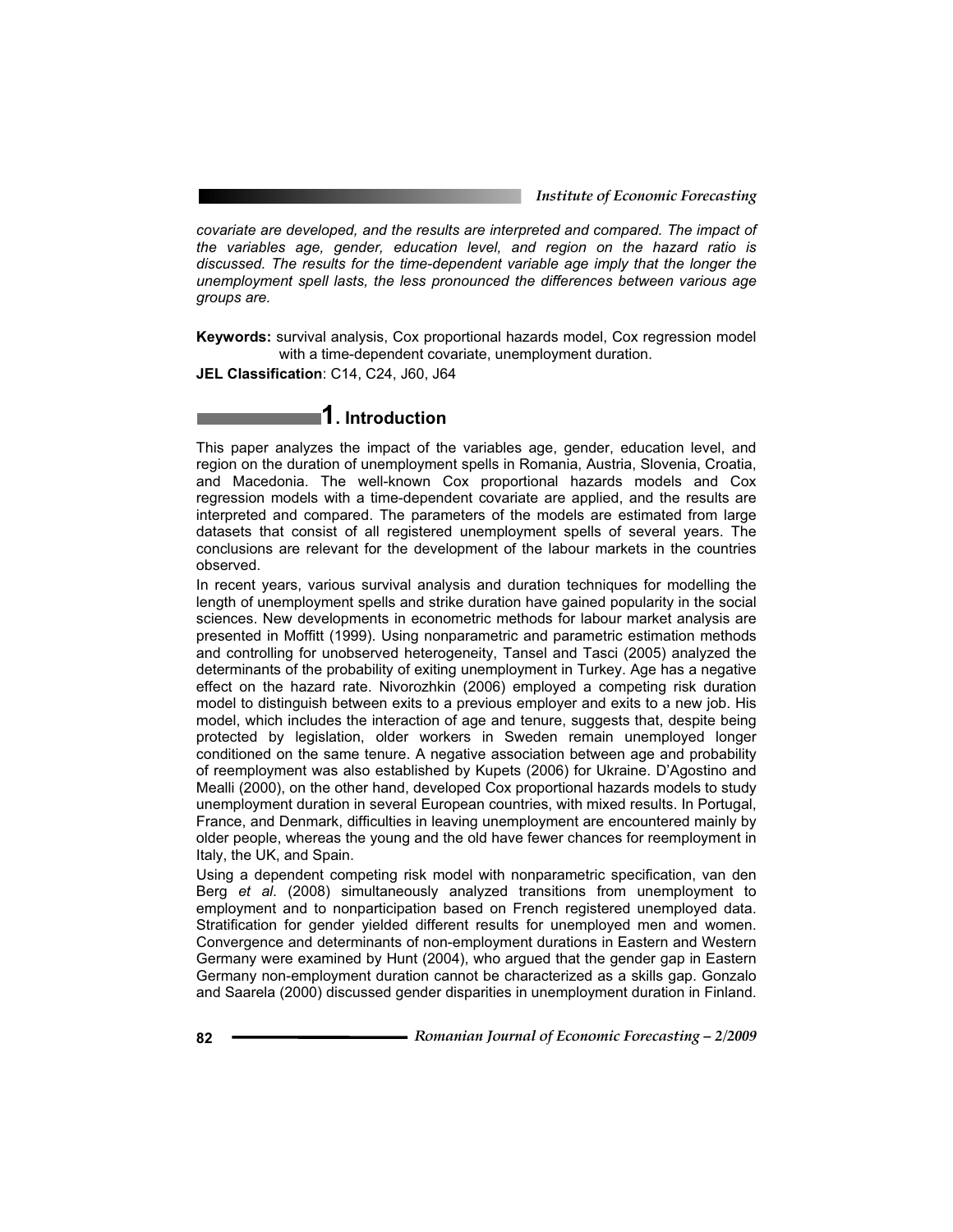*covariate are developed, and the results are interpreted and compared. The impact of the variables age, gender, education level, and region on the hazard ratio is discussed. The results for the time-dependent variable age imply that the longer the unemployment spell lasts, the less pronounced the differences between various age groups are.*

**Keywords:** survival analysis, Cox proportional hazards model, Cox regression model with a time-dependent covariate, unemployment duration.

**JEL Classification**: C14, C24, J60, J64

## 1. Introduction

This paper analyzes the impact of the variables age, gender, education level, and region on the duration of unemployment spells in Romania, Austria, Slovenia, Croatia, and Macedonia. The well-known Cox proportional hazards models and Cox regression models with a time-dependent covariate are applied, and the results are interpreted and compared. The parameters of the models are estimated from large datasets that consist of all registered unemployment spells of several years. The conclusions are relevant for the development of the labour markets in the countries observed.

In recent years, various survival analysis and duration techniques for modelling the length of unemployment spells and strike duration have gained popularity in the social sciences. New developments in econometric methods for labour market analysis are presented in Moffitt (1999). Using nonparametric and parametric estimation methods and controlling for unobserved heterogeneity, Tansel and Tasci (2005) analyzed the determinants of the probability of exiting unemployment in Turkey. Age has a negative effect on the hazard rate. Nivorozhkin (2006) employed a competing risk duration model to distinguish between exits to a previous employer and exits to a new job. His model, which includes the interaction of age and tenure, suggests that, despite being protected by legislation, older workers in Sweden remain unemployed longer conditioned on the same tenure. A negative association between age and probability of reemployment was also established by Kupets (2006) for Ukraine. D'Agostino and Mealli (2000), on the other hand, developed Cox proportional hazards models to study unemployment duration in several European countries, with mixed results. In Portugal, France, and Denmark, difficulties in leaving unemployment are encountered mainly by older people, whereas the young and the old have fewer chances for reemployment in Italy, the UK, and Spain.

Using a dependent competing risk model with nonparametric specification, van den Berg *et al*. (2008) simultaneously analyzed transitions from unemployment to employment and to nonparticipation based on French registered unemployed data. Stratification for gender yielded different results for unemployed men and women. Convergence and determinants of non-employment durations in Eastern and Western Germany were examined by Hunt (2004), who argued that the gender gap in Eastern Germany non-employment duration cannot be characterized as a skills gap. Gonzalo and Saarela (2000) discussed gender disparities in unemployment duration in Finland.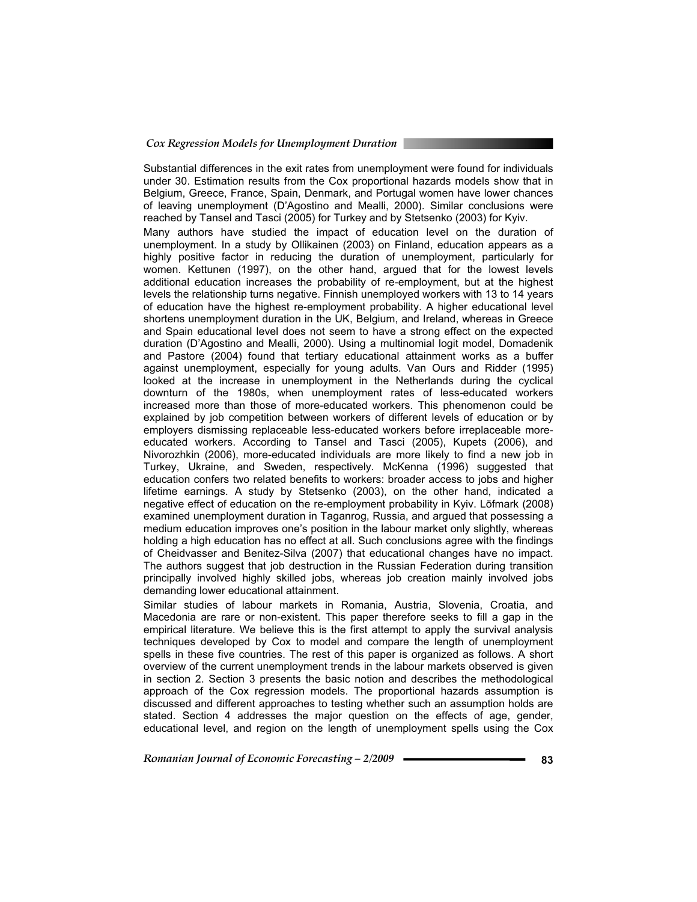Substantial differences in the exit rates from unemployment were found for individuals under 30. Estimation results from the Cox proportional hazards models show that in Belgium, Greece, France, Spain, Denmark, and Portugal women have lower chances of leaving unemployment (D'Agostino and Mealli, 2000). Similar conclusions were reached by Tansel and Tasci (2005) for Turkey and by Stetsenko (2003) for Kyiv.

Many authors have studied the impact of education level on the duration of unemployment. In a study by Ollikainen (2003) on Finland, education appears as a highly positive factor in reducing the duration of unemployment, particularly for women. Kettunen (1997), on the other hand, argued that for the lowest levels additional education increases the probability of re-employment, but at the highest levels the relationship turns negative. Finnish unemployed workers with 13 to 14 years of education have the highest re-employment probability. A higher educational level shortens unemployment duration in the UK, Belgium, and Ireland, whereas in Greece and Spain educational level does not seem to have a strong effect on the expected duration (D'Agostino and Mealli, 2000). Using a multinomial logit model, Domadenik and Pastore (2004) found that tertiary educational attainment works as a buffer against unemployment, especially for young adults. Van Ours and Ridder (1995) looked at the increase in unemployment in the Netherlands during the cyclical downturn of the 1980s, when unemployment rates of less-educated workers increased more than those of more-educated workers. This phenomenon could be explained by job competition between workers of different levels of education or by employers dismissing replaceable less-educated workers before irreplaceable more-educated workers. According to Tansel and Tasci (2005), Kupets (2006), and Nivorozhkin (2006), more-educated individuals are more likely to find a new job in Turkey, Ukraine, and Sweden, respectively. McKenna (1996) suggested that education confers two related benefits to workers: broader access to jobs and higher lifetime earnings. A study by Stetsenko (2003), on the other hand, indicated a negative effect of education on the re-employment probability in Kyiv. Löfmark (2008) examined unemployment duration in Taganrog, Russia, and argued that possessing a medium education improves one's position in the labour market only slightly, whereas holding a high education has no effect at all. Such conclusions agree with the findings of Cheidvasser and Benitez-Silva (2007) that educational changes have no impact. The authors suggest that job destruction in the Russian Federation during transition principally involved highly skilled jobs, whereas job creation mainly involved jobs demanding lower educational attainment.

Similar studies of labour markets in Romania, Austria, Slovenia, Croatia, and Macedonia are rare or non-existent. This paper therefore seeks to fill a gap in the empirical literature. We believe this is the first attempt to apply the survival analysis techniques developed by Cox to model and compare the length of unemployment spells in these five countries. The rest of this paper is organized as follows. A short overview of the current unemployment trends in the labour markets observed is given in section 2. Section 3 presents the basic notion and describes the methodological approach of the Cox regression models. The proportional hazards assumption is discussed and different approaches to testing whether such an assumption holds are stated. Section 4 addresses the major question on the effects of age, gender, educational level, and region on the length of unemployment spells using the Cox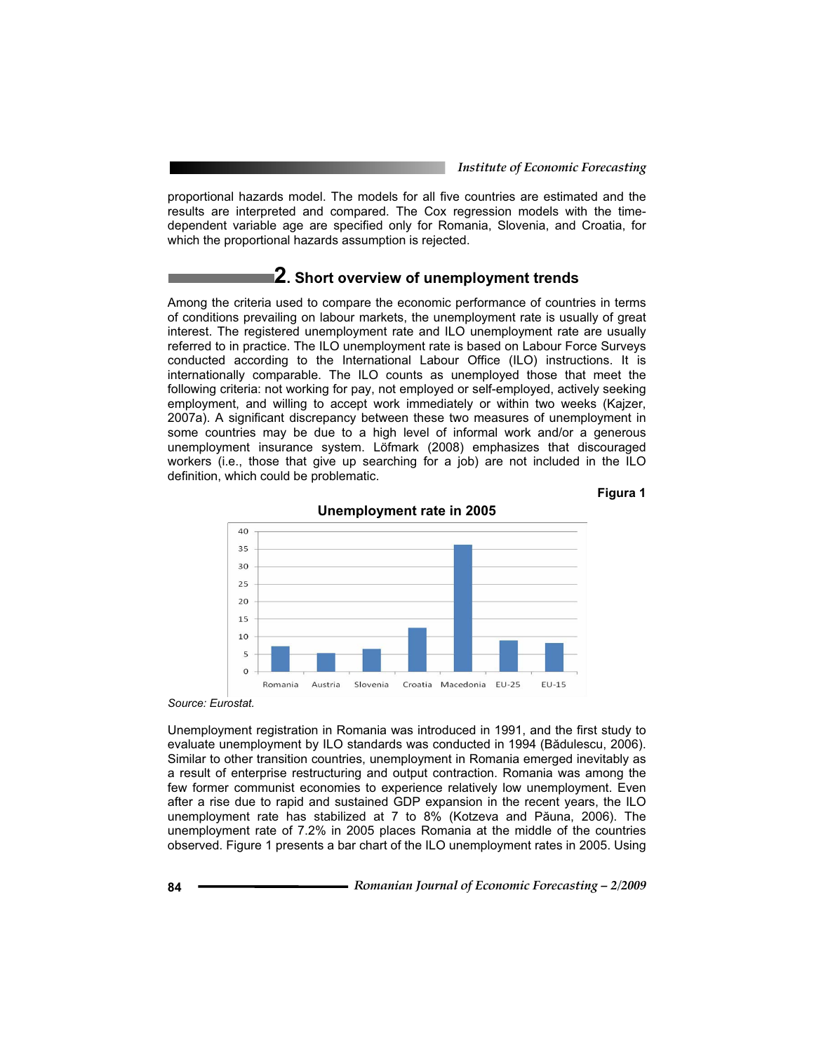proportional hazards model. The models for all five countries are estimated and the results are interpreted and compared. The Cox regression models with the time-dependent variable age are specified only for Romania, Slovenia, and Croatia, for which the proportional hazards assumption is rejected.

## 2. Short overview of unemployment trends

Among the criteria used to compare the economic performance of countries in terms of conditions prevailing on labour markets, the unemployment rate is usually of great interest. The registered unemployment rate and ILO unemployment rate are usually referred to in practice. The ILO unemployment rate is based on Labour Force Surveys conducted according to the International Labour Office (ILO) instructions. It is internationally comparable. The ILO counts as unemployed those that meet the following criteria: not working for pay, not employed or self-employed, actively seeking employment, and willing to accept work immediately or within two weeks (Kajzer, 2007a). A significant discrepancy between these two measures of unemployment in some countries may be due to a high level of informal work and/or a generous unemployment insurance system. Löfmark (2008) emphasizes that discouraged workers (i.e., those that give up searching for a job) are not included in the ILO definition, which could be problematic.

**Figura 1**

**Unemployment rate in 2005**

*Source: Eurostat.*

Unemployment registration in Romania was introduced in 1991, and the first study to evaluate unemployment by ILO standards was conducted in 1994 (Bădulescu, 2006). Similar to other transition countries, unemployment in Romania emerged inevitably as a result of enterprise restructuring and output contraction. Romania was among the few former communist economies to experience relatively low unemployment. Even after a rise due to rapid and sustained GDP expansion in the recent years, the ILO unemployment rate has stabilized at 7 to 8% (Kotzeva and Păuna, 2006). The unemployment rate of 7.2% in 2005 places Romania at the middle of the countries observed. Figure 1 presents a bar chart of the ILO unemployment rates in 2005. Using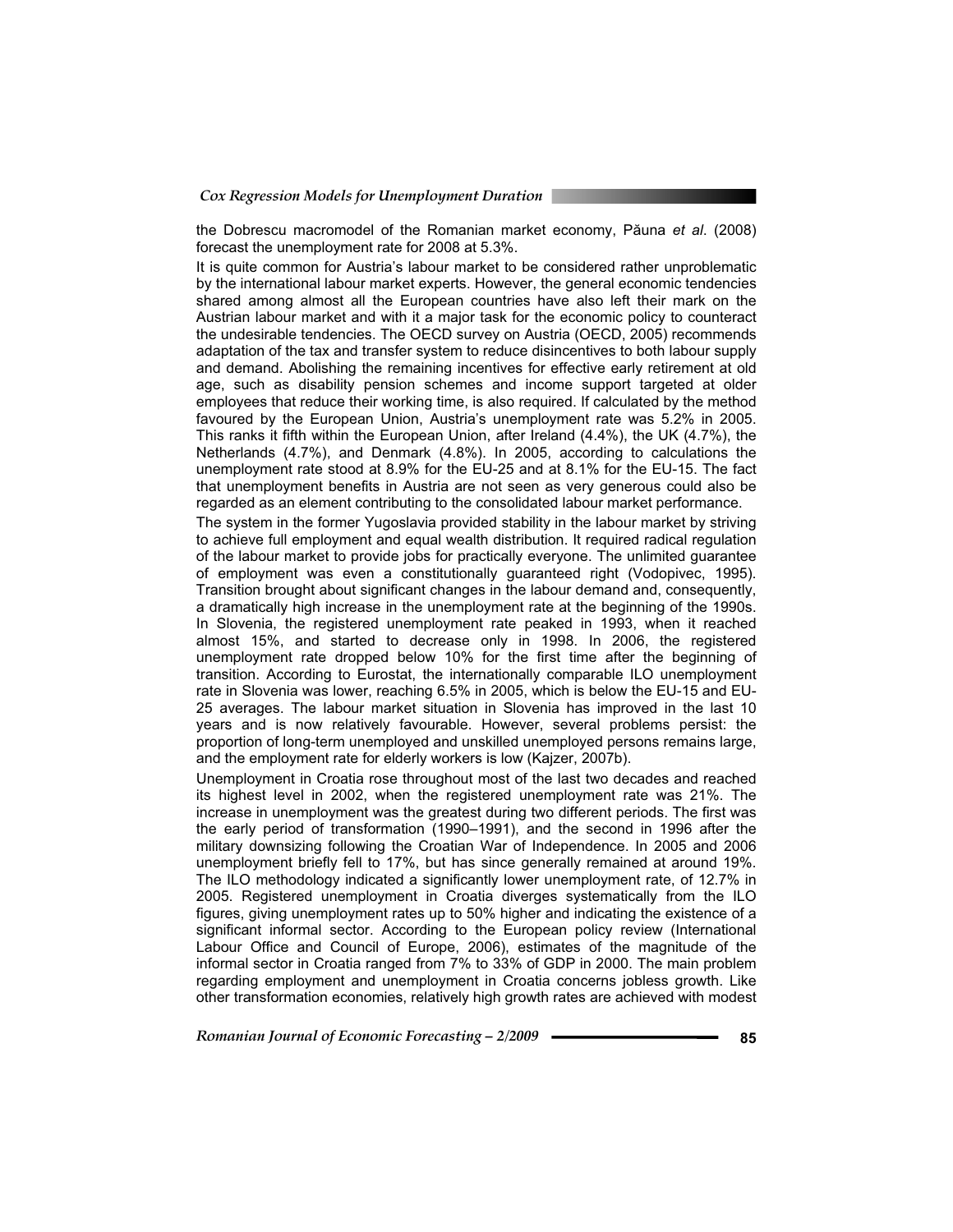the Dobrescu macromodel of the Romanian market economy, Păuna *et al*. (2008) forecast the unemployment rate for 2008 at 5.3%.

It is quite common for Austria's labour market to be considered rather unproblematic by the international labour market experts. However, the general economic tendencies shared among almost all the European countries have also left their mark on the Austrian labour market and with it a major task for the economic policy to counteract the undesirable tendencies. The OECD survey on Austria (OECD, 2005) recommends adaptation of the tax and transfer system to reduce disincentives to both labour supply and demand. Abolishing the remaining incentives for effective early retirement at old age, such as disability pension schemes and income support targeted at older employees that reduce their working time, is also required. If calculated by the method favoured by the European Union, Austria's unemployment rate was 5.2% in 2005. This ranks it fifth within the European Union, after Ireland (4.4%), the UK (4.7%), the Netherlands (4.7%), and Denmark (4.8%). In 2005, according to calculations the unemployment rate stood at 8.9% for the EU-25 and at 8.1% for the EU-15. The fact that unemployment benefits in Austria are not seen as very generous could also be regarded as an element contributing to the consolidated labour market performance.

The system in the former Yugoslavia provided stability in the labour market by striving to achieve full employment and equal wealth distribution. It required radical regulation of the labour market to provide jobs for practically everyone. The unlimited guarantee of employment was even a constitutionally guaranteed right (Vodopivec, 1995). Transition brought about significant changes in the labour demand and, consequently, a dramatically high increase in the unemployment rate at the beginning of the 1990s. In Slovenia, the registered unemployment rate peaked in 1993, when it reached almost 15%, and started to decrease only in 1998. In 2006, the registered unemployment rate dropped below 10% for the first time after the beginning of transition. According to Eurostat, the internationally comparable ILO unemployment rate in Slovenia was lower, reaching 6.5% in 2005, which is below the EU-15 and EU-25 averages. The labour market situation in Slovenia has improved in the last 10 years and is now relatively favourable. However, several problems persist: the proportion of long-term unemployed and unskilled unemployed persons remains large, and the employment rate for elderly workers is low (Kajzer, 2007b).

Unemployment in Croatia rose throughout most of the last two decades and reached its highest level in 2002, when the registered unemployment rate was 21%. The increase in unemployment was the greatest during two different periods. The first was the early period of transformation (1990–1991), and the second in 1996 after the military downsizing following the Croatian War of Independence. In 2005 and 2006 unemployment briefly fell to 17%, but has since generally remained at around 19%. The ILO methodology indicated a significantly lower unemployment rate, of 12.7% in 2005. Registered unemployment in Croatia diverges systematically from the ILO figures, giving unemployment rates up to 50% higher and indicating the existence of a significant informal sector. According to the European policy review (International Labour Office and Council of Europe, 2006), estimates of the magnitude of the informal sector in Croatia ranged from 7% to 33% of GDP in 2000. The main problem regarding employment and unemployment in Croatia concerns jobless growth. Like other transformation economies, relatively high growth rates are achieved with modest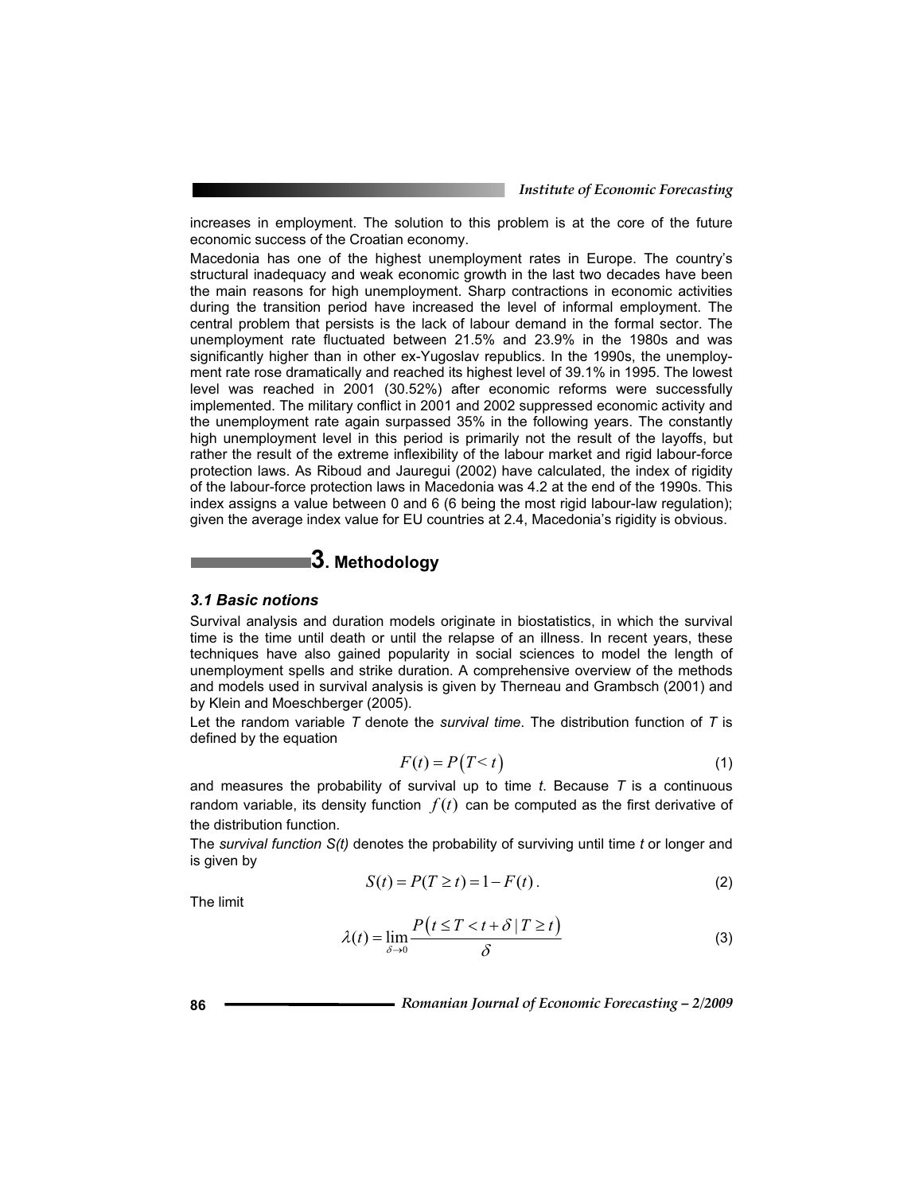increases in employment. The solution to this problem is at the core of the future economic success of the Croatian economy.

Macedonia has one of the highest unemployment rates in Europe. The country's structural inadequacy and weak economic growth in the last two decades have been the main reasons for high unemployment. Sharp contractions in economic activities during the transition period have increased the level of informal employment. The central problem that persists is the lack of labour demand in the formal sector. The unemployment rate fluctuated between 21.5% and 23.9% in the 1980s and was significantly higher than in other ex-Yugoslav republics. In the 1990s, the unemployment rate rose dramatically and reached its highest level of 39.1% in 1995. The lowest level was reached in 2001 (30.52%) after economic reforms were successfully implemented. The military conflict in 2001 and 2002 suppressed economic activity and the unemployment rate again surpassed 35% in the following years. The constantly high unemployment level in this period is primarily not the result of the layoffs, but rather the result of the extreme inflexibility of the labour market and rigid labour-force protection laws. As Riboud and Jauregui (2002) have calculated, the index of rigidity of the labour-force protection laws in Macedonia was 4.2 at the end of the 1990s. This index assigns a value between 0 and 6 (6 being the most rigid labour-law regulation); given the average index value for EU countries at 2.4, Macedonia's rigidity is obvious.

# 3. Methodology

### 3.1 Basic notions

Survival analysis and duration models originate in biostatistics, in which the survival time is the time until death or until the relapse of an illness. In recent years, these techniques have also gained popularity in social sciences to model the length of unemployment spells and strike duration. A comprehensive overview of the methods and models used in survival analysis is given by Therneau and Grambsch (2001) and by Klein and Moeschberger (2005).

Let the random variable $T$ denote the *survival time*. The distribution function of $T$ is defined by the equation

$$F(t) = P\left(T < t\right) \tag{1}$$

and measures the probability of survival up to time $t$. Because $T$ is a continuous random variable, its density function $f(t)$ can be computed as the first derivative of the distribution function.

The *survival function S(t)* denotes the probability of surviving until time $t$ or longer and is given by

$$S(t) = P(T \geq t) = 1 - F(t)\,. \tag{2}$$

The limit

$$\lambda(t) = \lim_{\delta \to 0} \frac{P\left(t \leq T < t + \delta \mid T \geq t\right)}{\delta} \tag{3}$$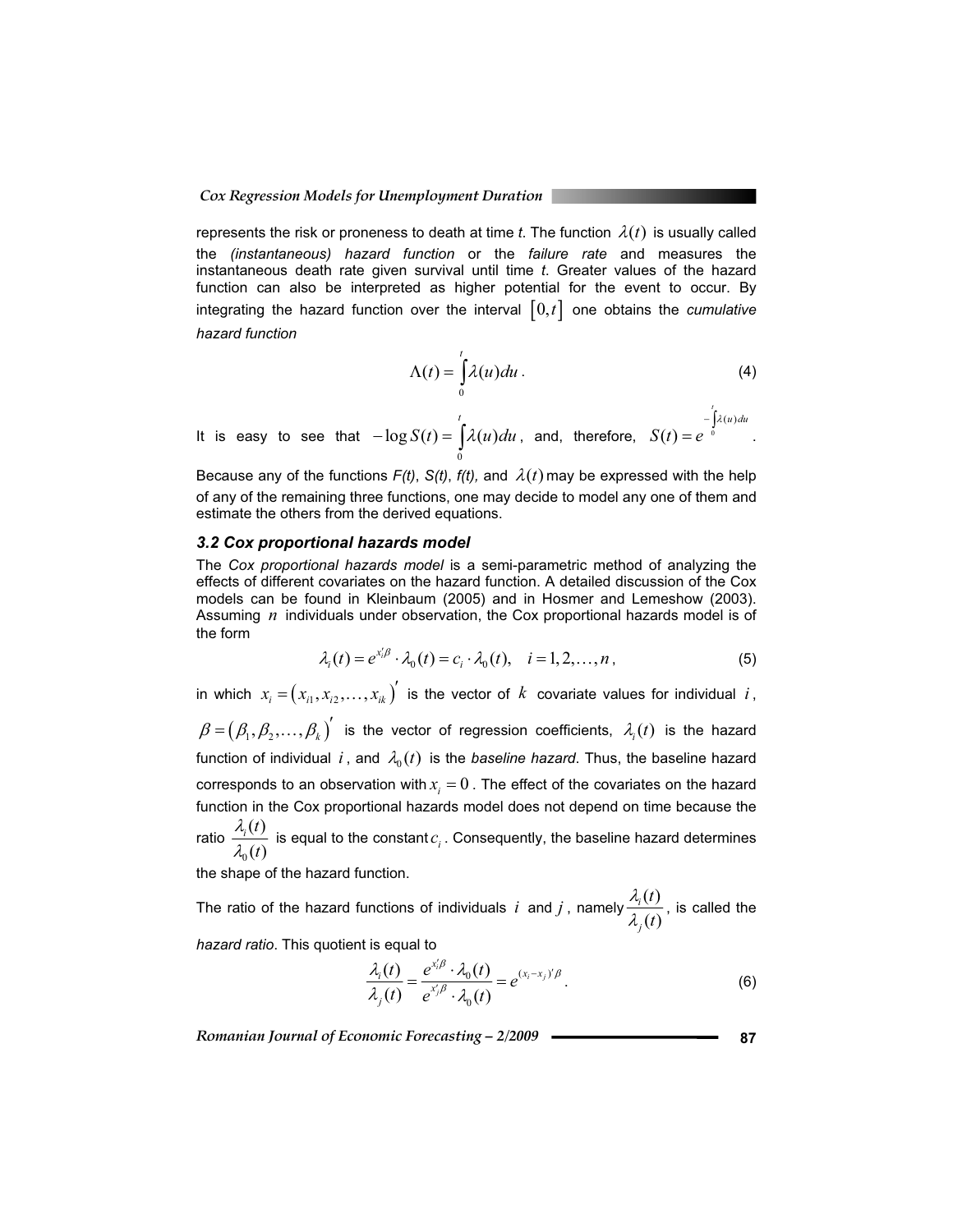represents the risk or proneness to death at time *t*. The function $\lambda(t)$ is usually called the *(instantaneous) hazard function* or the *failure rate* and measures the instantaneous death rate given survival until time *t*. Greater values of the hazard function can also be interpreted as higher potential for the event to occur. By integrating the hazard function over the interval $[0,t]$ one obtains the *cumulative hazard function*

$$\Lambda(t) = \int_0^t \lambda(u)du \,. \tag{4}$$

It is easy to see that $-\log S(t) = \int_0^t \lambda(u)du$, and, therefore, $S(t) = e^{-\int_0^t \lambda(u)du}$.

Because any of the functions *F(t)*, *S(t)*, *f(t),* and $\lambda(t)$ may be expressed with the help of any of the remaining three functions, one may decide to model any one of them and estimate the others from the derived equations.

### 3.2 Cox proportional hazards model

The *Cox proportional hazards model* is a semi-parametric method of analyzing the effects of different covariates on the hazard function. A detailed discussion of the Cox models can be found in Kleinbaum (2005) and in Hosmer and Lemeshow (2003). Assuming $n$ individuals under observation, the Cox proportional hazards model is of the form

$$\lambda_i(t) = e^{x_i'\beta} \cdot \lambda_0(t) = c_i \cdot \lambda_0(t), \quad i = 1, 2, \ldots, n \,, \tag{5}$$

in which $x_i = (x_{i1}, x_{i2}, \ldots, x_{ik})'$ is the vector of $k$ covariate values for individual $i$, $\beta = (\beta_1, \beta_2, \ldots, \beta_k)'$ is the vector of regression coefficients, $\lambda_i(t)$ is the hazard function of individual $i$, and $\lambda_0(t)$ is the *baseline hazard*. Thus, the baseline hazard corresponds to an observation with $x_i = 0$. The effect of the covariates on the hazard function in the Cox proportional hazards model does not depend on time because the ratio $\frac{\lambda_i(t)}{\lambda_0(t)}$ is equal to the constant $c_i$. Consequently, the baseline hazard determines the shape of the hazard function.

The ratio of the hazard functions of individuals $i$ and $j$, namely $\frac{\lambda_i(t)}{\lambda_j(t)}$, is called the *hazard ratio*. This quotient is equal to

$$\frac{\lambda_i(t)}{\lambda_j(t)} = \frac{e^{x_i'\beta} \cdot \lambda_0(t)}{e^{x_j'\beta} \cdot \lambda_0(t)} = e^{(x_i - x_j)'\beta} \,. \tag{6}$$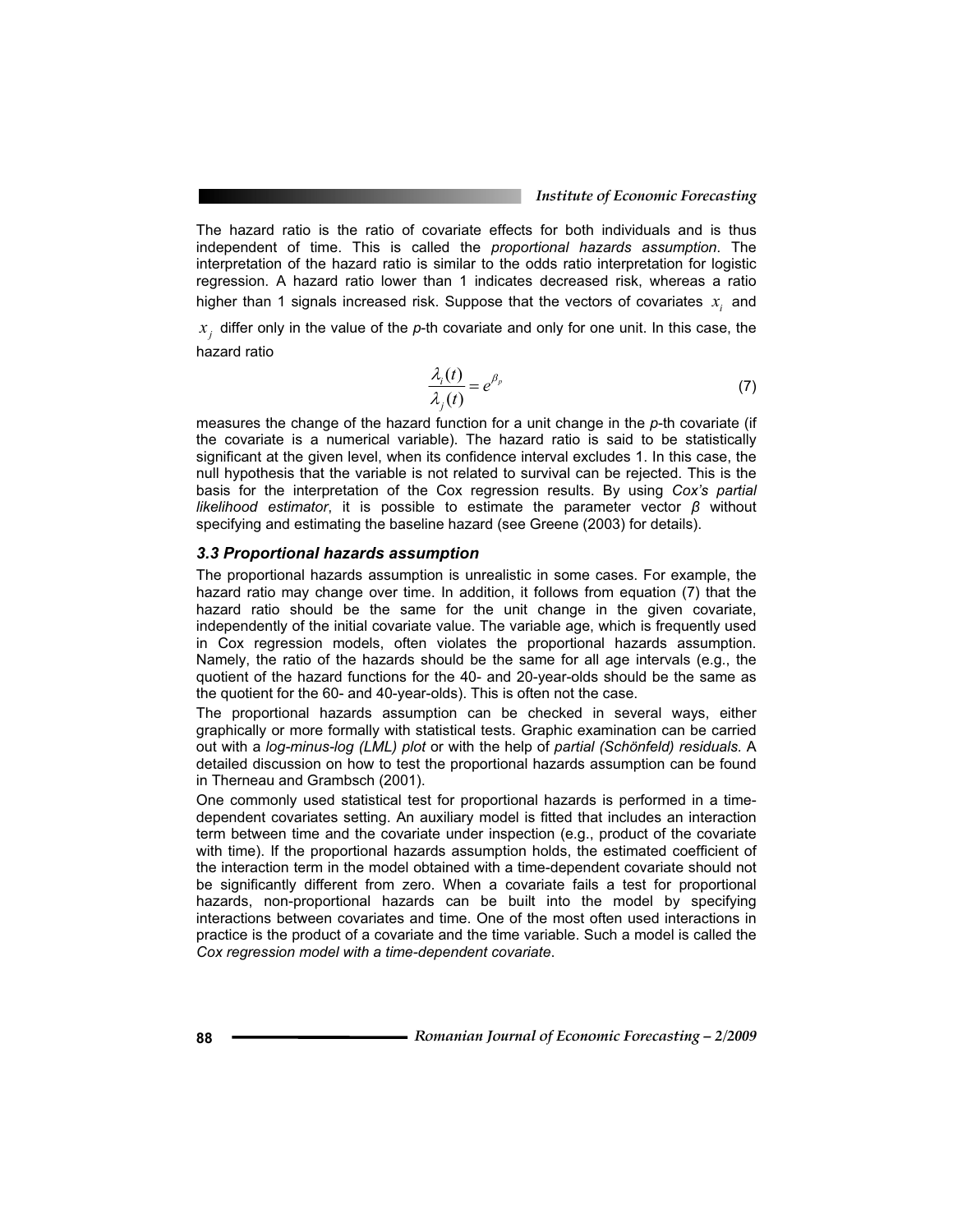The hazard ratio is the ratio of covariate effects for both individuals and is thus independent of time. This is called the *proportional hazards assumption*. The interpretation of the hazard ratio is similar to the odds ratio interpretation for logistic regression. A hazard ratio lower than 1 indicates decreased risk, whereas a ratio higher than 1 signals increased risk. Suppose that the vectors of covariates $x_i$ and $x_j$ differ only in the value of the *p*-th covariate and only for one unit. In this case, the hazard ratio

$$\frac{\lambda_i(t)}{\lambda_j(t)} = e^{\beta_p} \tag{7}$$

measures the change of the hazard function for a unit change in the *p*-th covariate (if the covariate is a numerical variable). The hazard ratio is said to be statistically significant at the given level, when its confidence interval excludes 1. In this case, the null hypothesis that the variable is not related to survival can be rejected. This is the basis for the interpretation of the Cox regression results. By using *Cox's partial likelihood estimator*, it is possible to estimate the parameter vector *β* without specifying and estimating the baseline hazard (see Greene (2003) for details).

### *3.3 Proportional hazards assumption*

The proportional hazards assumption is unrealistic in some cases. For example, the hazard ratio may change over time. In addition, it follows from equation (7) that the hazard ratio should be the same for the unit change in the given covariate, independently of the initial covariate value. The variable age, which is frequently used in Cox regression models, often violates the proportional hazards assumption. Namely, the ratio of the hazards should be the same for all age intervals (e.g., the quotient of the hazard functions for the 40- and 20-year-olds should be the same as the quotient for the 60- and 40-year-olds). This is often not the case.

The proportional hazards assumption can be checked in several ways, either graphically or more formally with statistical tests. Graphic examination can be carried out with a *log-minus-log (LML) plot* or with the help of *partial (Schönfeld) residuals.* A detailed discussion on how to test the proportional hazards assumption can be found in Therneau and Grambsch (2001).

One commonly used statistical test for proportional hazards is performed in a time-dependent covariates setting. An auxiliary model is fitted that includes an interaction term between time and the covariate under inspection (e.g., product of the covariate with time). If the proportional hazards assumption holds, the estimated coefficient of the interaction term in the model obtained with a time-dependent covariate should not be significantly different from zero. When a covariate fails a test for proportional hazards, non-proportional hazards can be built into the model by specifying interactions between covariates and time. One of the most often used interactions in practice is the product of a covariate and the time variable. Such a model is called the *Cox regression model with a time-dependent covariate*.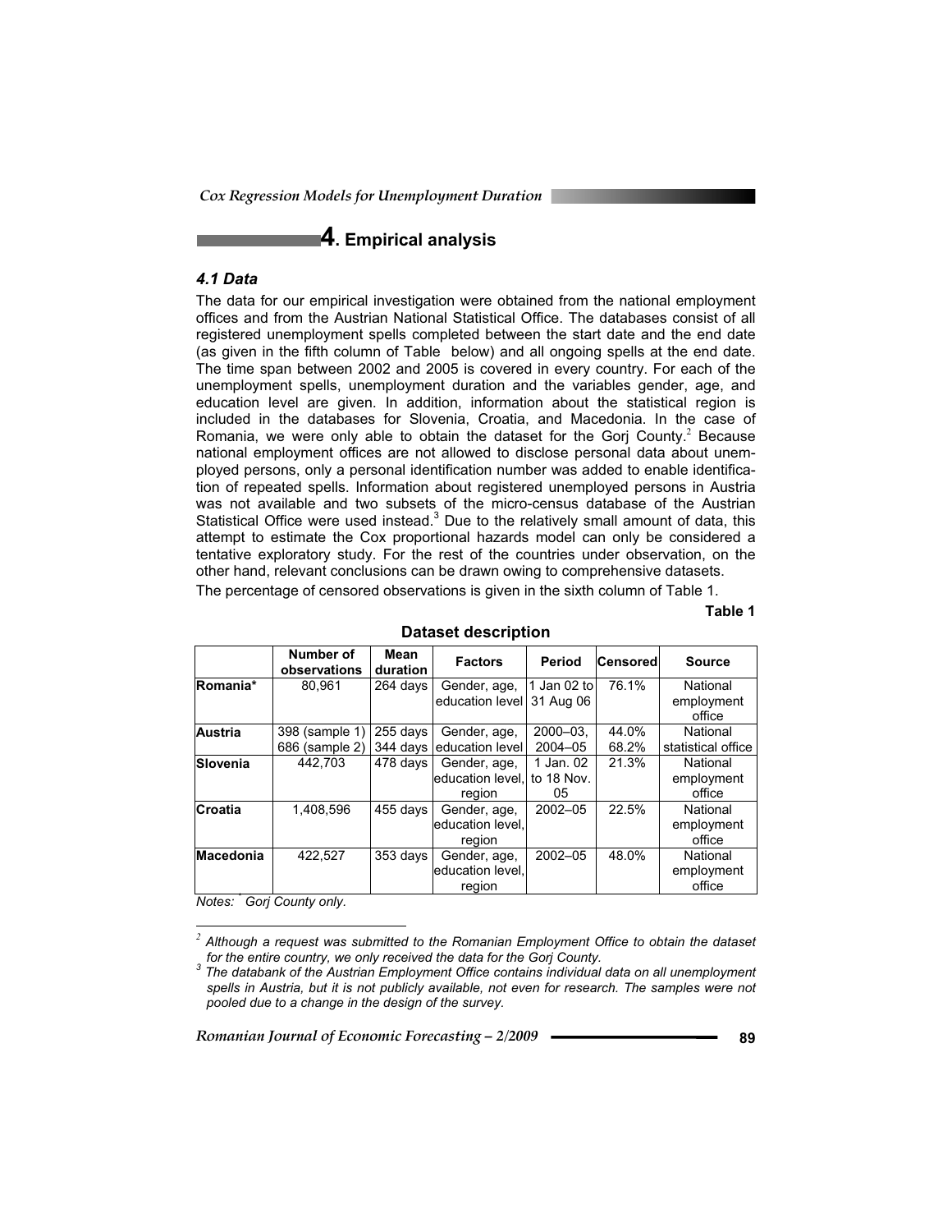## 4. Empirical analysis

### *4.1 Data*

The data for our empirical investigation were obtained from the national employment offices and from the Austrian National Statistical Office. The databases consist of all registered unemployment spells completed between the start date and the end date (as given in the fifth column of Table below) and all ongoing spells at the end date. The time span between 2002 and 2005 is covered in every country. For each of the unemployment spells, unemployment duration and the variables gender, age, and education level are given. In addition, information about the statistical region is included in the databases for Slovenia, Croatia, and Macedonia. In the case of Romania, we were only able to obtain the dataset for the Gorj County.[2] Because national employment offices are not allowed to disclose personal data about unemployed persons, only a personal identification number was added to enable identification of repeated spells. Information about registered unemployed persons in Austria was not available and two subsets of the micro-census database of the Austrian Statistical Office were used instead.[3] Due to the relatively small amount of data, this attempt to estimate the Cox proportional hazards model can only be considered a tentative exploratory study. For the rest of the countries under observation, on the other hand, relevant conclusions can be drawn owing to comprehensive datasets.

The percentage of censored observations is given in the sixth column of Table 1.

**Table 1**

**Dataset description**

| | Number of observations | Mean duration | Factors | Period | Censored | Source |
|---|---|---|---|---|---|---|
| **Romania*** | 80,961 | 264 days | Gender, age, education level | 1 Jan 02 to 31 Aug 06 | 76.1% | National employment office |
| **Austria** | 398 (sample 1)<br>686 (sample 2) | 255 days<br>344 days | Gender, age, education level | 2000–03,<br>2004–05 | 44.0%<br>68.2% | National statistical office |
| **Slovenia** | 442,703 | 478 days | Gender, age, education level, region | 1 Jan. 02 to 18 Nov. 05 | 21.3% | National employment office |
| **Croatia** | 1,408,596 | 455 days | Gender, age, education level, region | 2002–05 | 22.5% | National employment office |
| **Macedonia** | 422,527 | 353 days | Gender, age, education level, region | 2002–05 | 48.0% | National employment office |

*Notes: * Gorj County only.*

---

*[2] Although a request was submitted to the Romanian Employment Office to obtain the dataset for the entire country, we only received the data for the Gorj County.*

*[3] The databank of the Austrian Employment Office contains individual data on all unemployment spells in Austria, but it is not publicly available, not even for research. The samples were not pooled due to a change in the design of the survey.*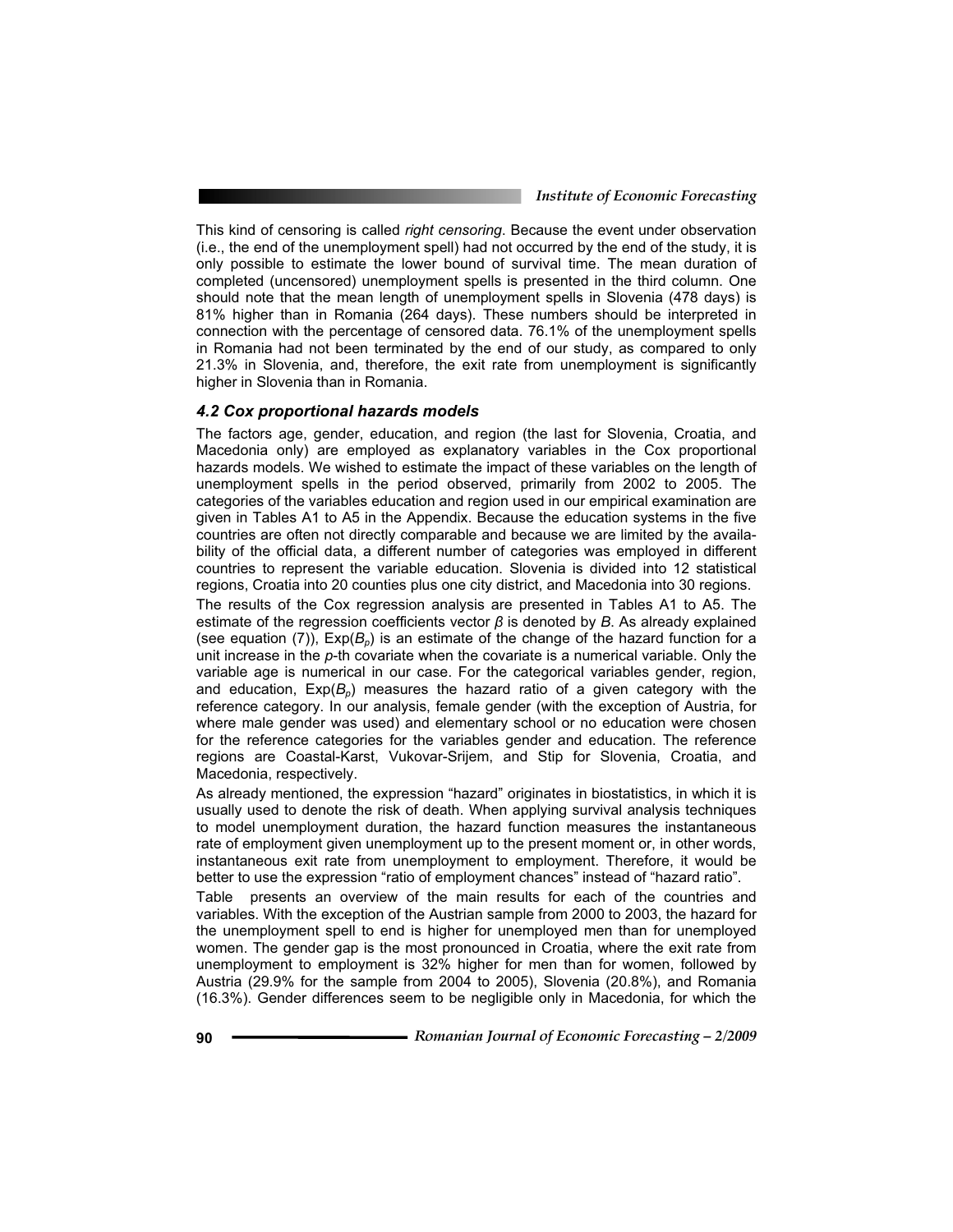This kind of censoring is called *right censoring*. Because the event under observation (i.e., the end of the unemployment spell) had not occurred by the end of the study, it is only possible to estimate the lower bound of survival time. The mean duration of completed (uncensored) unemployment spells is presented in the third column. One should note that the mean length of unemployment spells in Slovenia (478 days) is 81% higher than in Romania (264 days). These numbers should be interpreted in connection with the percentage of censored data. 76.1% of the unemployment spells in Romania had not been terminated by the end of our study, as compared to only 21.3% in Slovenia, and, therefore, the exit rate from unemployment is significantly higher in Slovenia than in Romania.

### *4.2 Cox proportional hazards models*

The factors age, gender, education, and region (the last for Slovenia, Croatia, and Macedonia only) are employed as explanatory variables in the Cox proportional hazards models. We wished to estimate the impact of these variables on the length of unemployment spells in the period observed, primarily from 2002 to 2005. The categories of the variables education and region used in our empirical examination are given in Tables A1 to A5 in the Appendix. Because the education systems in the five countries are often not directly comparable and because we are limited by the availability of the official data, a different number of categories was employed in different countries to represent the variable education. Slovenia is divided into 12 statistical regions, Croatia into 20 counties plus one city district, and Macedonia into 30 regions.

The results of the Cox regression analysis are presented in Tables A1 to A5. The estimate of the regression coefficients vector $\beta$ is denoted by $B$. As already explained (see equation (7)), $\text{Exp}(B_p)$ is an estimate of the change of the hazard function for a unit increase in the $p$-th covariate when the covariate is a numerical variable. Only the variable age is numerical in our case. For the categorical variables gender, region, and education, $\text{Exp}(B_p)$ measures the hazard ratio of a given category with the reference category. In our analysis, female gender (with the exception of Austria, for where male gender was used) and elementary school or no education were chosen for the reference categories for the variables gender and education. The reference regions are Coastal-Karst, Vukovar-Srijem, and Stip for Slovenia, Croatia, and Macedonia, respectively.

As already mentioned, the expression "hazard" originates in biostatistics, in which it is usually used to denote the risk of death. When applying survival analysis techniques to model unemployment duration, the hazard function measures the instantaneous rate of employment given unemployment up to the present moment or, in other words, instantaneous exit rate from unemployment to employment. Therefore, it would be better to use the expression "ratio of employment chances" instead of "hazard ratio".

Table  presents an overview of the main results for each of the countries and variables. With the exception of the Austrian sample from 2000 to 2003, the hazard for the unemployment spell to end is higher for unemployed men than for unemployed women. The gender gap is the most pronounced in Croatia, where the exit rate from unemployment to employment is 32% higher for men than for women, followed by Austria (29.9% for the sample from 2004 to 2005), Slovenia (20.8%), and Romania (16.3%). Gender differences seem to be negligible only in Macedonia, for which the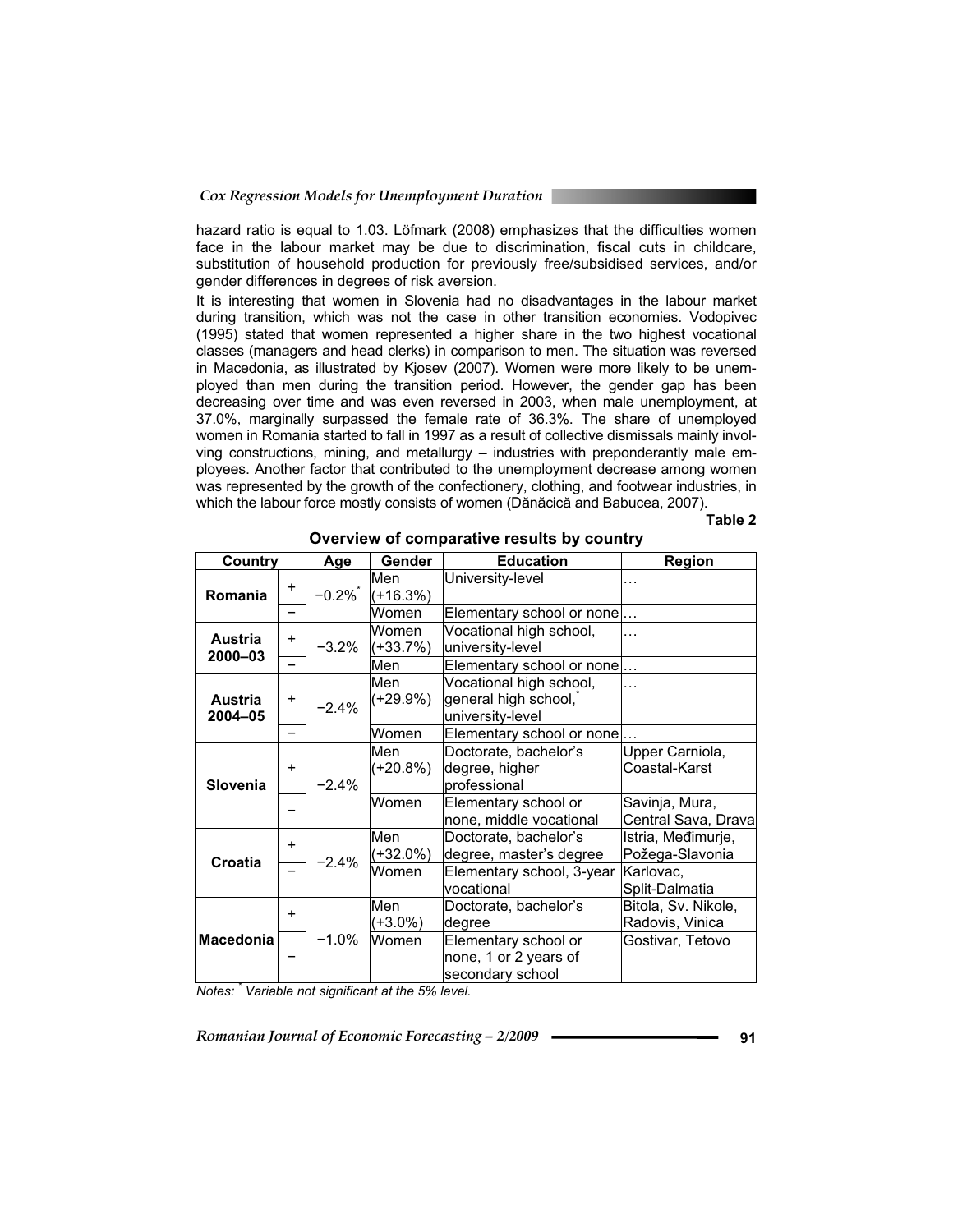hazard ratio is equal to 1.03. Löfmark (2008) emphasizes that the difficulties women face in the labour market may be due to discrimination, fiscal cuts in childcare, substitution of household production for previously free/subsidised services, and/or gender differences in degrees of risk aversion.

It is interesting that women in Slovenia had no disadvantages in the labour market during transition, which was not the case in other transition economies. Vodopivec (1995) stated that women represented a higher share in the two highest vocational classes (managers and head clerks) in comparison to men. The situation was reversed in Macedonia, as illustrated by Kjosev (2007). Women were more likely to be unemployed than men during the transition period. However, the gender gap has been decreasing over time and was even reversed in 2003, when male unemployment, at 37.0%, marginally surpassed the female rate of 36.3%. The share of unemployed women in Romania started to fall in 1997 as a result of collective dismissals mainly involving constructions, mining, and metallurgy – industries with preponderantly male employees. Another factor that contributed to the unemployment decrease among women was represented by the growth of the confectionery, clothing, and footwear industries, in which the labour force mostly consists of women (Dănăcică and Babucea, 2007).

**Table 2**

**Overview of comparative results by country**

| Country | | Age | Gender | Education | Region |
|---|---|---|---|---|---|
| **Romania** | + | −0.2%* | Men (+16.3%) | University-level | … |
| | − | | Women | Elementary school or none | … |
| **Austria 2000–03** | + | −3.2% | Women (+33.7%) | Vocational high school, university-level | … |
| | − | | Men | Elementary school or none | … |
| **Austria 2004–05** | + | −2.4% | Men (+29.9%) | Vocational high school, general high school,* university-level | … |
| | − | | Women | Elementary school or none | … |
| **Slovenia** | + | −2.4% | Men (+20.8%) | Doctorate, bachelor's degree, higher professional | Upper Carniola, Coastal-Karst |
| | − | | Women | Elementary school or none, middle vocational | Savinja, Mura, Central Sava, Drava |
| **Croatia** | + | −2.4% | Men (+32.0%) | Doctorate, bachelor's degree, master's degree | Istria, Međimurje, Požega-Slavonia |
| | − | | Women | Elementary school, 3-year vocational | Karlovac, Split-Dalmatia |
| **Macedonia** | + | −1.0% | Men (+3.0%) | Doctorate, bachelor's degree | Bitola, Sv. Nikole, Radovis, Vinica |
| | − | | Women | Elementary school or none, 1 or 2 years of secondary school | Gostivar, Tetovo |

*Notes:* * *Variable not significant at the 5% level.*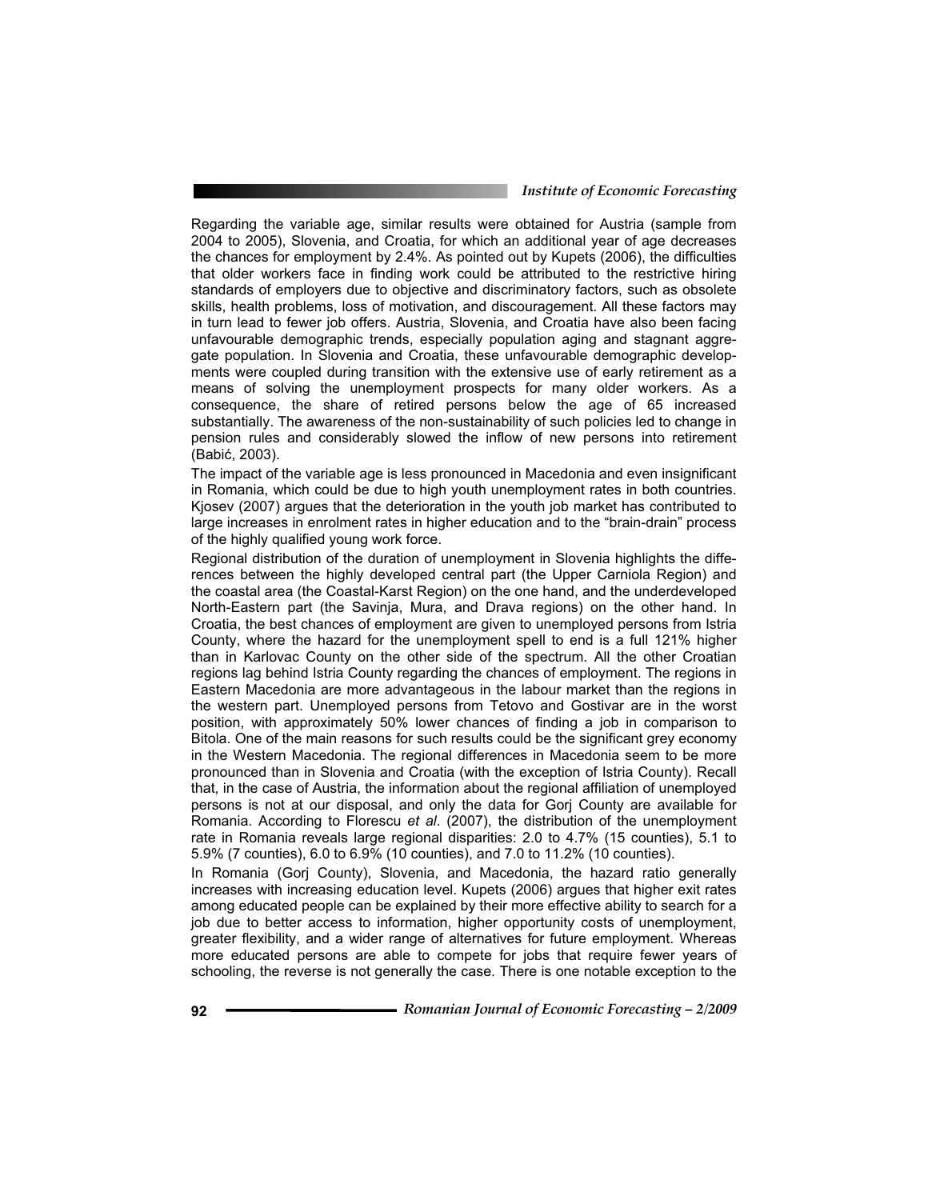Regarding the variable age, similar results were obtained for Austria (sample from 2004 to 2005), Slovenia, and Croatia, for which an additional year of age decreases the chances for employment by 2.4%. As pointed out by Kupets (2006), the difficulties that older workers face in finding work could be attributed to the restrictive hiring standards of employers due to objective and discriminatory factors, such as obsolete skills, health problems, loss of motivation, and discouragement. All these factors may in turn lead to fewer job offers. Austria, Slovenia, and Croatia have also been facing unfavourable demographic trends, especially population aging and stagnant aggregate population. In Slovenia and Croatia, these unfavourable demographic developments were coupled during transition with the extensive use of early retirement as a means of solving the unemployment prospects for many older workers. As a consequence, the share of retired persons below the age of 65 increased substantially. The awareness of the non-sustainability of such policies led to change in pension rules and considerably slowed the inflow of new persons into retirement (Babić, 2003).

The impact of the variable age is less pronounced in Macedonia and even insignificant in Romania, which could be due to high youth unemployment rates in both countries. Kjosev (2007) argues that the deterioration in the youth job market has contributed to large increases in enrolment rates in higher education and to the "brain-drain" process of the highly qualified young work force.

Regional distribution of the duration of unemployment in Slovenia highlights the differences between the highly developed central part (the Upper Carniola Region) and the coastal area (the Coastal-Karst Region) on the one hand, and the underdeveloped North-Eastern part (the Savinja, Mura, and Drava regions) on the other hand. In Croatia, the best chances of employment are given to unemployed persons from Istria County, where the hazard for the unemployment spell to end is a full 121% higher than in Karlovac County on the other side of the spectrum. All the other Croatian regions lag behind Istria County regarding the chances of employment. The regions in Eastern Macedonia are more advantageous in the labour market than the regions in the western part. Unemployed persons from Tetovo and Gostivar are in the worst position, with approximately 50% lower chances of finding a job in comparison to Bitola. One of the main reasons for such results could be the significant grey economy in the Western Macedonia. The regional differences in Macedonia seem to be more pronounced than in Slovenia and Croatia (with the exception of Istria County). Recall that, in the case of Austria, the information about the regional affiliation of unemployed persons is not at our disposal, and only the data for Gorj County are available for Romania. According to Florescu *et al.* (2007), the distribution of the unemployment rate in Romania reveals large regional disparities: 2.0 to 4.7% (15 counties), 5.1 to 5.9% (7 counties), 6.0 to 6.9% (10 counties), and 7.0 to 11.2% (10 counties).

In Romania (Gorj County), Slovenia, and Macedonia, the hazard ratio generally increases with increasing education level. Kupets (2006) argues that higher exit rates among educated people can be explained by their more effective ability to search for a job due to better access to information, higher opportunity costs of unemployment, greater flexibility, and a wider range of alternatives for future employment. Whereas more educated persons are able to compete for jobs that require fewer years of schooling, the reverse is not generally the case. There is one notable exception to the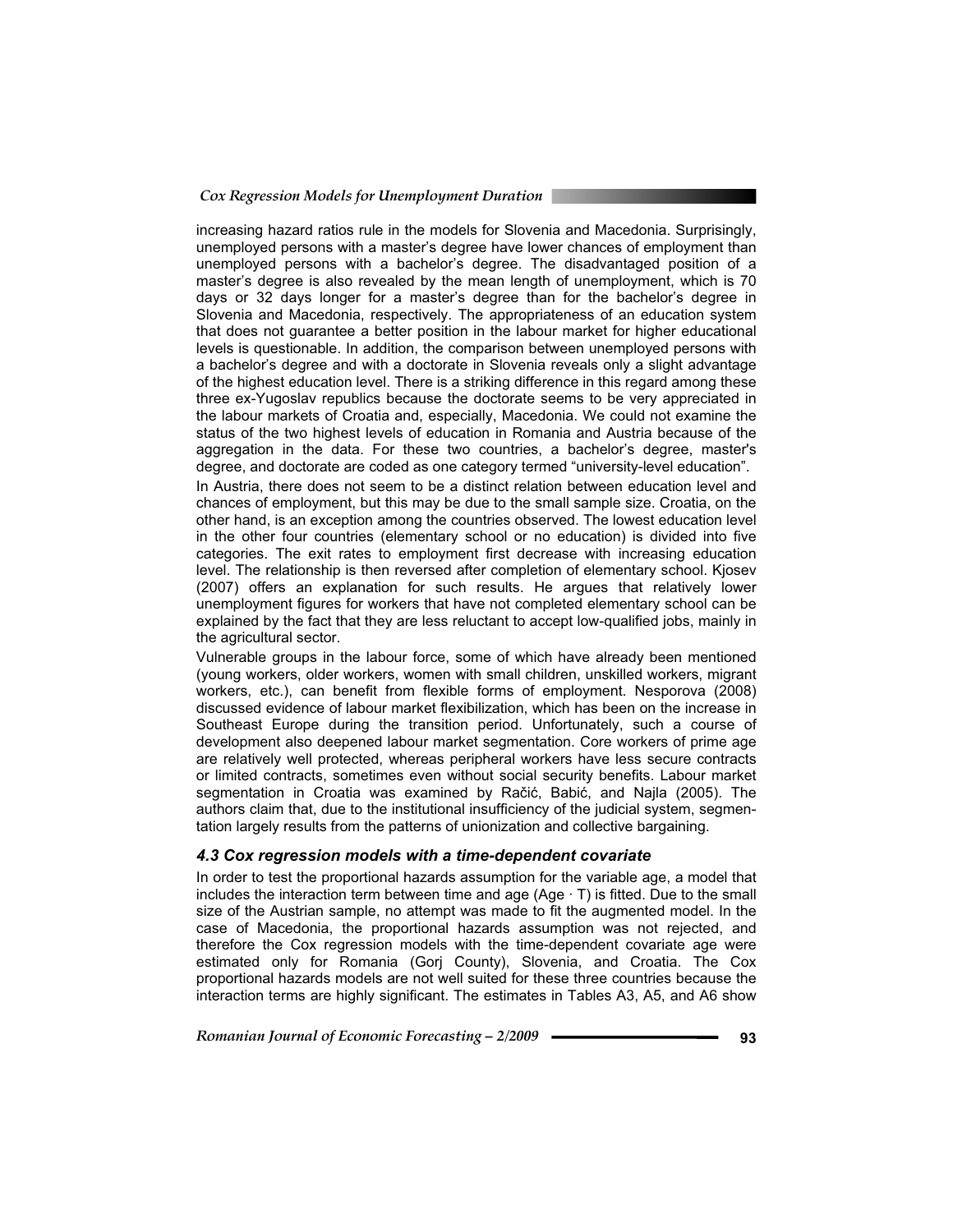increasing hazard ratios rule in the models for Slovenia and Macedonia. Surprisingly, unemployed persons with a master's degree have lower chances of employment than unemployed persons with a bachelor's degree. The disadvantaged position of a master's degree is also revealed by the mean length of unemployment, which is 70 days or 32 days longer for a master's degree than for the bachelor's degree in Slovenia and Macedonia, respectively. The appropriateness of an education system that does not guarantee a better position in the labour market for higher educational levels is questionable. In addition, the comparison between unemployed persons with a bachelor's degree and with a doctorate in Slovenia reveals only a slight advantage of the highest education level. There is a striking difference in this regard among these three ex-Yugoslav republics because the doctorate seems to be very appreciated in the labour markets of Croatia and, especially, Macedonia. We could not examine the status of the two highest levels of education in Romania and Austria because of the aggregation in the data. For these two countries, a bachelor's degree, master's degree, and doctorate are coded as one category termed "university-level education".

In Austria, there does not seem to be a distinct relation between education level and chances of employment, but this may be due to the small sample size. Croatia, on the other hand, is an exception among the countries observed. The lowest education level in the other four countries (elementary school or no education) is divided into five categories. The exit rates to employment first decrease with increasing education level. The relationship is then reversed after completion of elementary school. Kjosev (2007) offers an explanation for such results. He argues that relatively lower unemployment figures for workers that have not completed elementary school can be explained by the fact that they are less reluctant to accept low-qualified jobs, mainly in the agricultural sector.

Vulnerable groups in the labour force, some of which have already been mentioned (young workers, older workers, women with small children, unskilled workers, migrant workers, etc.), can benefit from flexible forms of employment. Nesporova (2008) discussed evidence of labour market flexibilization, which has been on the increase in Southeast Europe during the transition period. Unfortunately, such a course of development also deepened labour market segmentation. Core workers of prime age are relatively well protected, whereas peripheral workers have less secure contracts or limited contracts, sometimes even without social security benefits. Labour market segmentation in Croatia was examined by Račić, Babić, and Najla (2005). The authors claim that, due to the institutional insufficiency of the judicial system, segmentation largely results from the patterns of unionization and collective bargaining.

### *4.3 Cox regression models with a time-dependent covariate*

In order to test the proportional hazards assumption for the variable age, a model that includes the interaction term between time and age (Age · T) is fitted. Due to the small size of the Austrian sample, no attempt was made to fit the augmented model. In the case of Macedonia, the proportional hazards assumption was not rejected, and therefore the Cox regression models with the time-dependent covariate age were estimated only for Romania (Gorj County), Slovenia, and Croatia. The Cox proportional hazards models are not well suited for these three countries because the interaction terms are highly significant. The estimates in Tables A3, A5, and A6 show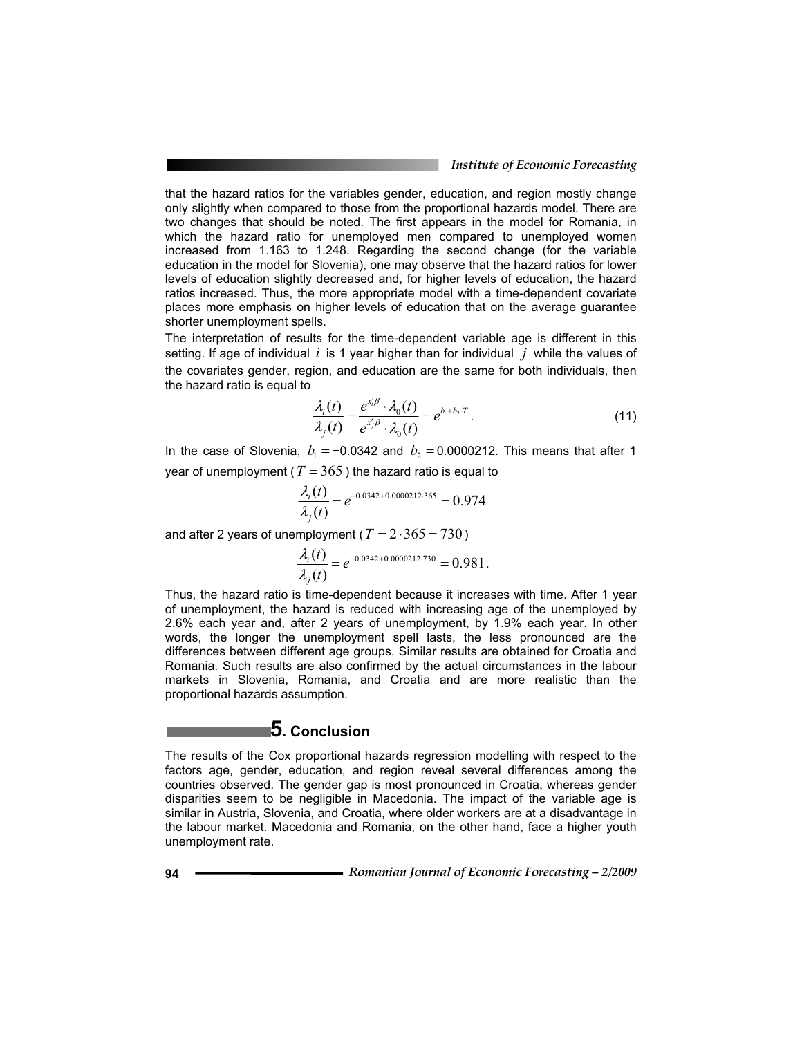that the hazard ratios for the variables gender, education, and region mostly change only slightly when compared to those from the proportional hazards model. There are two changes that should be noted. The first appears in the model for Romania, in which the hazard ratio for unemployed men compared to unemployed women increased from 1.163 to 1.248. Regarding the second change (for the variable education in the model for Slovenia), one may observe that the hazard ratios for lower levels of education slightly decreased and, for higher levels of education, the hazard ratios increased. Thus, the more appropriate model with a time-dependent covariate places more emphasis on higher levels of education that on the average guarantee shorter unemployment spells.

The interpretation of results for the time-dependent variable age is different in this setting. If age of individual $i$ is 1 year higher than for individual $j$ while the values of the covariates gender, region, and education are the same for both individuals, then the hazard ratio is equal to

$$\frac{\lambda_i(t)}{\lambda_j(t)} = \frac{e^{x_i'\beta} \cdot \lambda_0(t)}{e^{x_j'\beta} \cdot \lambda_0(t)} = e^{b_1 + b_2 \cdot T}. \tag{11}$$

In the case of Slovenia, $b_1 = -0.0342$ and $b_2 = 0.0000212$. This means that after 1 year of unemployment ($T = 365$) the hazard ratio is equal to

$$\frac{\lambda_i(t)}{\lambda_j(t)} = e^{-0.0342 + 0.0000212 \cdot 365} = 0.974$$

and after 2 years of unemployment ($T = 2 \cdot 365 = 730$)

$$\frac{\lambda_i(t)}{\lambda_j(t)} = e^{-0.0342 + 0.0000212 \cdot 730} = 0.981.$$

Thus, the hazard ratio is time-dependent because it increases with time. After 1 year of unemployment, the hazard is reduced with increasing age of the unemployed by 2.6% each year and, after 2 years of unemployment, by 1.9% each year. In other words, the longer the unemployment spell lasts, the less pronounced are the differences between different age groups. Similar results are obtained for Croatia and Romania. Such results are also confirmed by the actual circumstances in the labour markets in Slovenia, Romania, and Croatia and are more realistic than the proportional hazards assumption.

## 5. Conclusion

The results of the Cox proportional hazards regression modelling with respect to the factors age, gender, education, and region reveal several differences among the countries observed. The gender gap is most pronounced in Croatia, whereas gender disparities seem to be negligible in Macedonia. The impact of the variable age is similar in Austria, Slovenia, and Croatia, where older workers are at a disadvantage in the labour market. Macedonia and Romania, on the other hand, face a higher youth unemployment rate.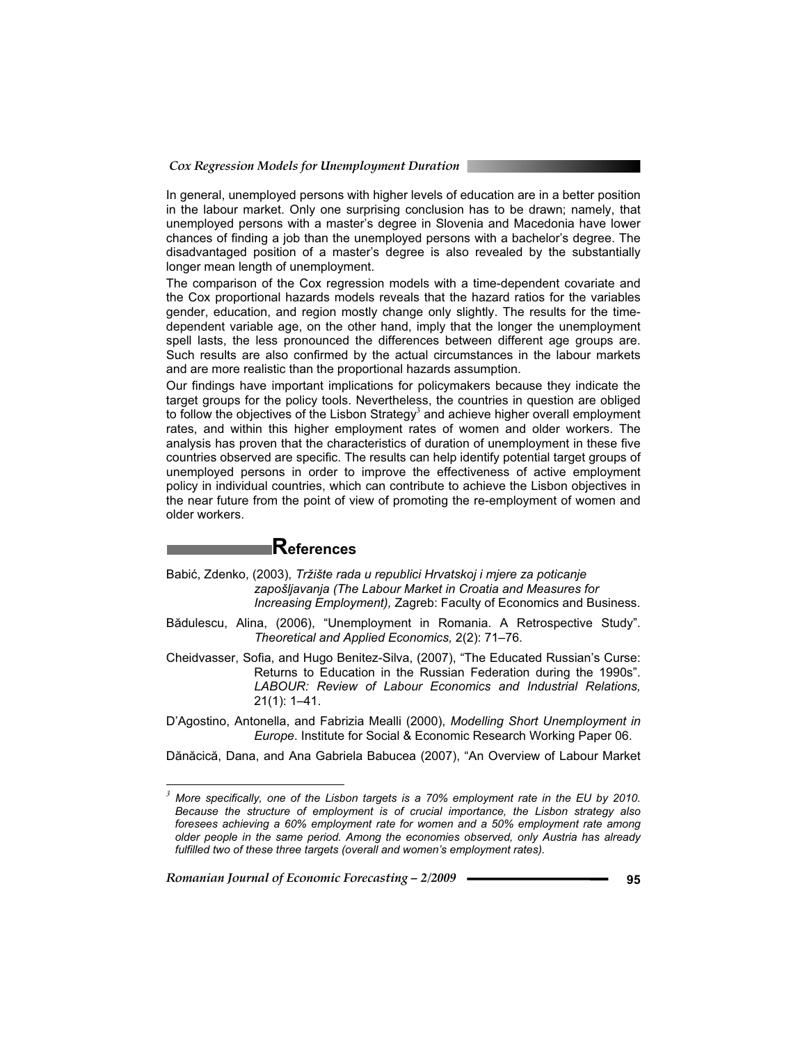In general, unemployed persons with higher levels of education are in a better position in the labour market. Only one surprising conclusion has to be drawn; namely, that unemployed persons with a master's degree in Slovenia and Macedonia have lower chances of finding a job than the unemployed persons with a bachelor's degree. The disadvantaged position of a master's degree is also revealed by the substantially longer mean length of unemployment.

The comparison of the Cox regression models with a time-dependent covariate and the Cox proportional hazards models reveals that the hazard ratios for the variables gender, education, and region mostly change only slightly. The results for the time-dependent variable age, on the other hand, imply that the longer the unemployment spell lasts, the less pronounced the differences between different age groups are. Such results are also confirmed by the actual circumstances in the labour markets and are more realistic than the proportional hazards assumption.

Our findings have important implications for policymakers because they indicate the target groups for the policy tools. Nevertheless, the countries in question are obliged to follow the objectives of the Lisbon Strategy[3] and achieve higher overall employment rates, and within this higher employment rates of women and older workers. The analysis has proven that the characteristics of duration of unemployment in these five countries observed are specific. The results can help identify potential target groups of unemployed persons in order to improve the effectiveness of active employment policy in individual countries, which can contribute to achieve the Lisbon objectives in the near future from the point of view of promoting the re-employment of women and older workers.

## References

Babić, Zdenko, (2003), *Tržište rada u republici Hrvatskoj i mjere za poticanje zapošljavanja (The Labour Market in Croatia and Measures for Increasing Employment),* Zagreb: Faculty of Economics and Business.

Bădulescu, Alina, (2006), "Unemployment in Romania. A Retrospective Study". *Theoretical and Applied Economics,* 2(2): 71–76.

Cheidvasser, Sofia, and Hugo Benitez-Silva, (2007), "The Educated Russian's Curse: Returns to Education in the Russian Federation during the 1990s". *LABOUR: Review of Labour Economics and Industrial Relations,* 21(1): 1–41.

D'Agostino, Antonella, and Fabrizia Mealli (2000), *Modelling Short Unemployment in Europe*. Institute for Social & Economic Research Working Paper 06.

Dănăcică, Dana, and Ana Gabriela Babucea (2007), "An Overview of Labour Market

---

[3] *More specifically, one of the Lisbon targets is a 70% employment rate in the EU by 2010. Because the structure of employment is of crucial importance, the Lisbon strategy also foresees achieving a 60% employment rate for women and a 50% employment rate among older people in the same period. Among the economies observed, only Austria has already fulfilled two of these three targets (overall and women's employment rates).*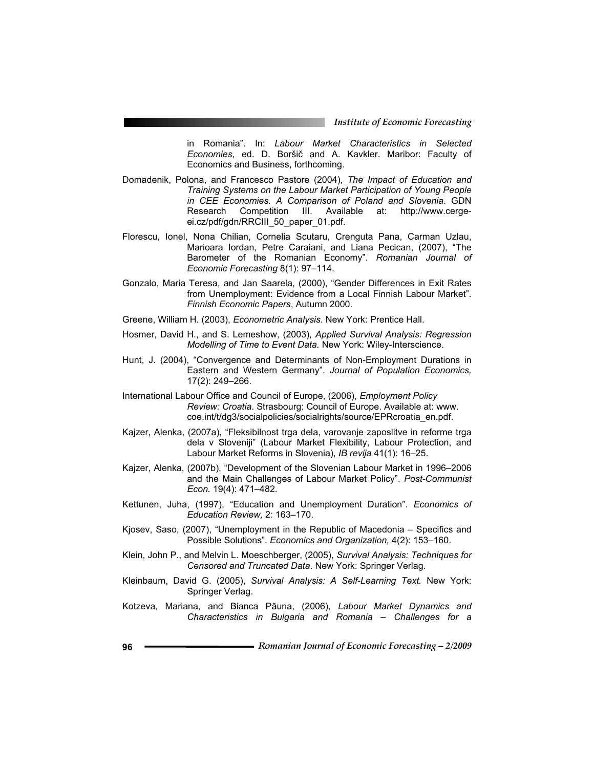in Romania". In: *Labour Market Characteristics in Selected Economies*, ed. D. Boršič and A. Kavkler. Maribor: Faculty of Economics and Business, forthcoming.

Domadenik, Polona, and Francesco Pastore (2004), *The Impact of Education and Training Systems on the Labour Market Participation of Young People in CEE Economies. A Comparison of Poland and Slovenia*. GDN Research Competition III. Available at: http://www.cerge-ei.cz/pdf/gdn/RRCIII_50_paper_01.pdf.

Florescu, Ionel, Nona Chilian, Cornelia Scutaru, Crenguta Pana, Carman Uzlau, Marioara Iordan, Petre Caraiani, and Liana Pecican, (2007), "The Barometer of the Romanian Economy". *Romanian Journal of Economic Forecasting* 8(1): 97–114.

Gonzalo, Maria Teresa, and Jan Saarela, (2000), "Gender Differences in Exit Rates from Unemployment: Evidence from a Local Finnish Labour Market". *Finnish Economic Papers*, Autumn 2000.

Greene, William H. (2003), *Econometric Analysis*. New York: Prentice Hall.

Hosmer, David H., and S. Lemeshow, (2003), *Applied Survival Analysis: Regression Modelling of Time to Event Data.* New York: Wiley-Interscience.

Hunt, J. (2004), "Convergence and Determinants of Non-Employment Durations in Eastern and Western Germany". *Journal of Population Economics,* 17(2): 249–266.

International Labour Office and Council of Europe, (2006), *Employment Policy Review: Croatia*. Strasbourg: Council of Europe. Available at: www.coe.int/t/dg3/socialpolicies/socialrights/source/EPRcroatia_en.pdf.

Kajzer, Alenka, (2007a), "Fleksibilnost trga dela, varovanje zaposlitve in reforme trga dela v Sloveniji" (Labour Market Flexibility, Labour Protection, and Labour Market Reforms in Slovenia), *IB revija* 41(1): 16–25.

Kajzer, Alenka, (2007b), "Development of the Slovenian Labour Market in 1996–2006 and the Main Challenges of Labour Market Policy". *Post-Communist Econ.* 19(4): 471–482.

Kettunen, Juha, (1997), "Education and Unemployment Duration". *Economics of Education Review,* 2: 163–170.

Kjosev, Saso, (2007), "Unemployment in the Republic of Macedonia – Specifics and Possible Solutions". *Economics and Organization,* 4(2): 153–160.

Klein, John P., and Melvin L. Moeschberger, (2005), *Survival Analysis: Techniques for Censored and Truncated Data*. New York: Springer Verlag.

Kleinbaum, David G. (2005), *Survival Analysis: A Self-Learning Text.* New York: Springer Verlag.

Kotzeva, Mariana, and Bianca Păuna, (2006), *Labour Market Dynamics and Characteristics in Bulgaria and Romania – Challenges for a*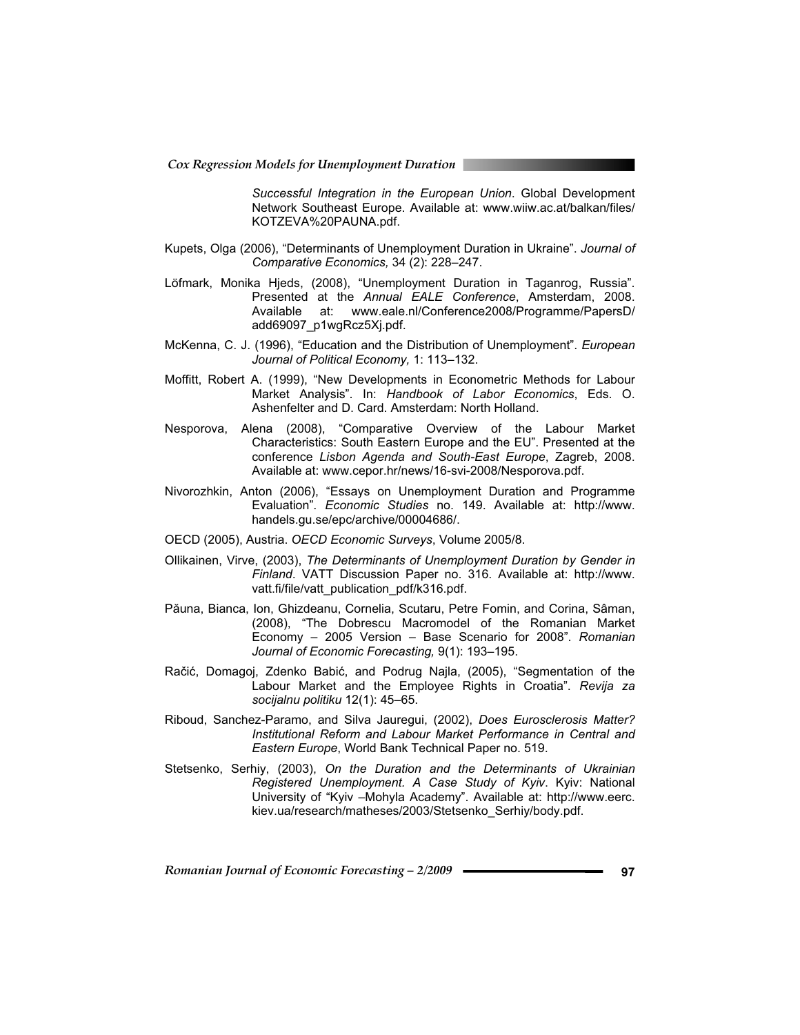*Successful Integration in the European Union*. Global Development Network Southeast Europe. Available at: www.wiiw.ac.at/balkan/files/KOTZEVA%20PAUNA.pdf.

Kupets, Olga (2006), "Determinants of Unemployment Duration in Ukraine". *Journal of Comparative Economics,* 34 (2): 228–247.

Löfmark, Monika Hjeds, (2008), "Unemployment Duration in Taganrog, Russia". Presented at the *Annual EALE Conference*, Amsterdam, 2008. Available at: www.eale.nl/Conference2008/Programme/PapersD/add69097_p1wgRcz5Xj.pdf.

McKenna, C. J. (1996), "Education and the Distribution of Unemployment". *European Journal of Political Economy,* 1: 113–132.

Moffitt, Robert A. (1999), "New Developments in Econometric Methods for Labour Market Analysis". In: *Handbook of Labor Economics*, Eds. O. Ashenfelter and D. Card. Amsterdam: North Holland.

Nesporova, Alena (2008), "Comparative Overview of the Labour Market Characteristics: South Eastern Europe and the EU". Presented at the conference *Lisbon Agenda and South-East Europe*, Zagreb, 2008. Available at: www.cepor.hr/news/16-svi-2008/Nesporova.pdf.

Nivorozhkin, Anton (2006), "Essays on Unemployment Duration and Programme Evaluation". *Economic Studies* no. 149. Available at: http://www.handels.gu.se/epc/archive/00004686/.

OECD (2005), Austria. *OECD Economic Surveys*, Volume 2005/8.

Ollikainen, Virve, (2003), *The Determinants of Unemployment Duration by Gender in Finland*. VATT Discussion Paper no. 316. Available at: http://www.vatt.fi/file/vatt_publication_pdf/k316.pdf.

Păuna, Bianca, Ion, Ghizdeanu, Cornelia, Scutaru, Petre Fomin, and Corina, Sâman, (2008), "The Dobrescu Macromodel of the Romanian Market Economy – 2005 Version – Base Scenario for 2008". *Romanian Journal of Economic Forecasting,* 9(1): 193–195.

Račić, Domagoj, Zdenko Babić, and Podrug Najla, (2005), "Segmentation of the Labour Market and the Employee Rights in Croatia". *Revija za socijalnu politiku* 12(1): 45–65.

Riboud, Sanchez-Paramo, and Silva Jauregui, (2002), *Does Eurosclerosis Matter? Institutional Reform and Labour Market Performance in Central and Eastern Europe*, World Bank Technical Paper no. 519.

Stetsenko, Serhiy, (2003), *On the Duration and the Determinants of Ukrainian Registered Unemployment. A Case Study of Kyiv*. Kyiv: National University of "Kyiv –Mohyla Academy". Available at: http://www.eerc.kiev.ua/research/matheses/2003/Stetsenko_Serhiy/body.pdf.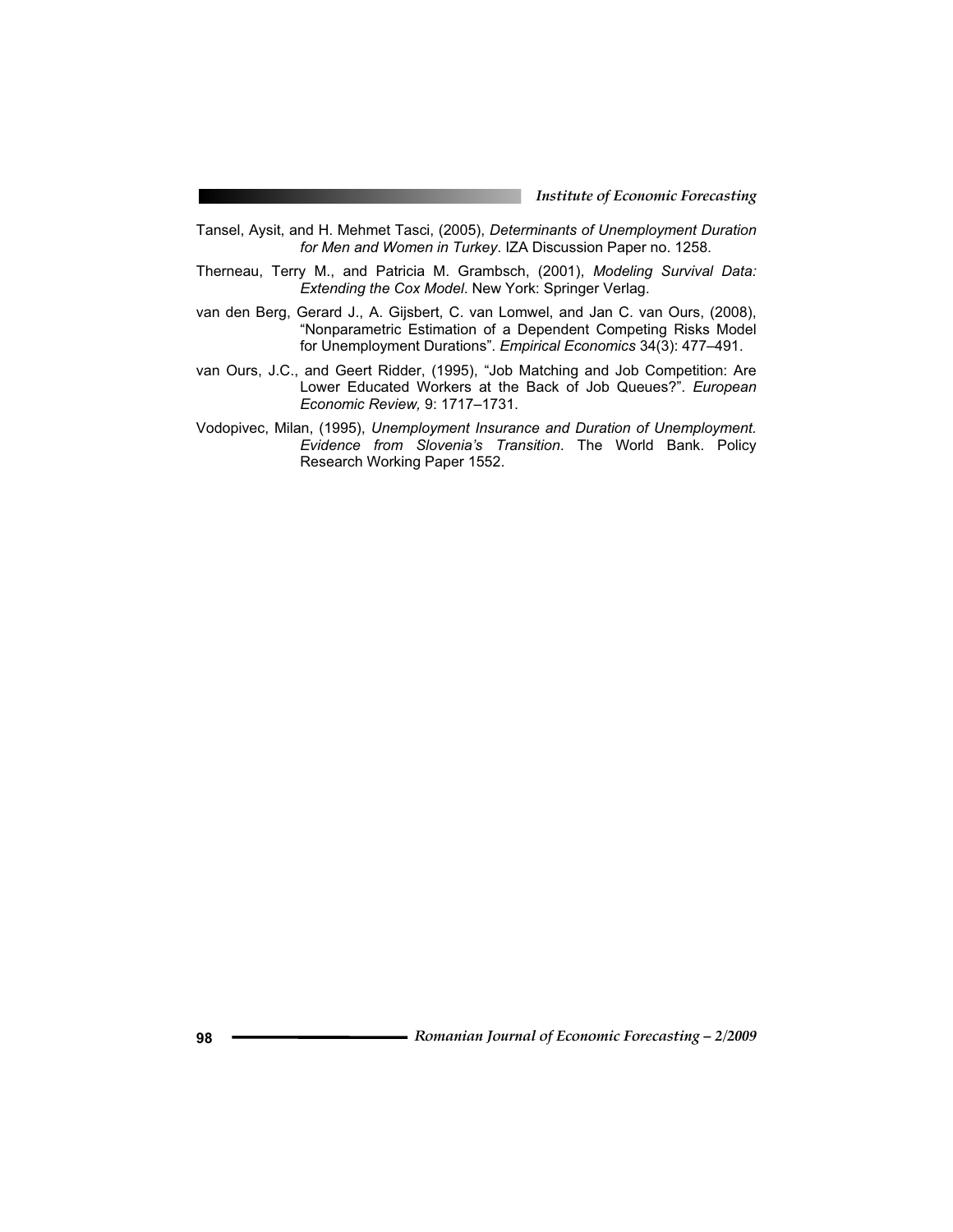Tansel, Aysit, and H. Mehmet Tasci, (2005), *Determinants of Unemployment Duration for Men and Women in Turkey*. IZA Discussion Paper no. 1258.

Therneau, Terry M., and Patricia M. Grambsch, (2001), *Modeling Survival Data: Extending the Cox Model*. New York: Springer Verlag.

van den Berg, Gerard J., A. Gijsbert, C. van Lomwel, and Jan C. van Ours, (2008), "Nonparametric Estimation of a Dependent Competing Risks Model for Unemployment Durations". *Empirical Economics* 34(3): 477–491.

van Ours, J.C., and Geert Ridder, (1995), "Job Matching and Job Competition: Are Lower Educated Workers at the Back of Job Queues?". *European Economic Review,* 9: 1717–1731.

Vodopivec, Milan, (1995), *Unemployment Insurance and Duration of Unemployment. Evidence from Slovenia's Transition*. The World Bank. Policy Research Working Paper 1552.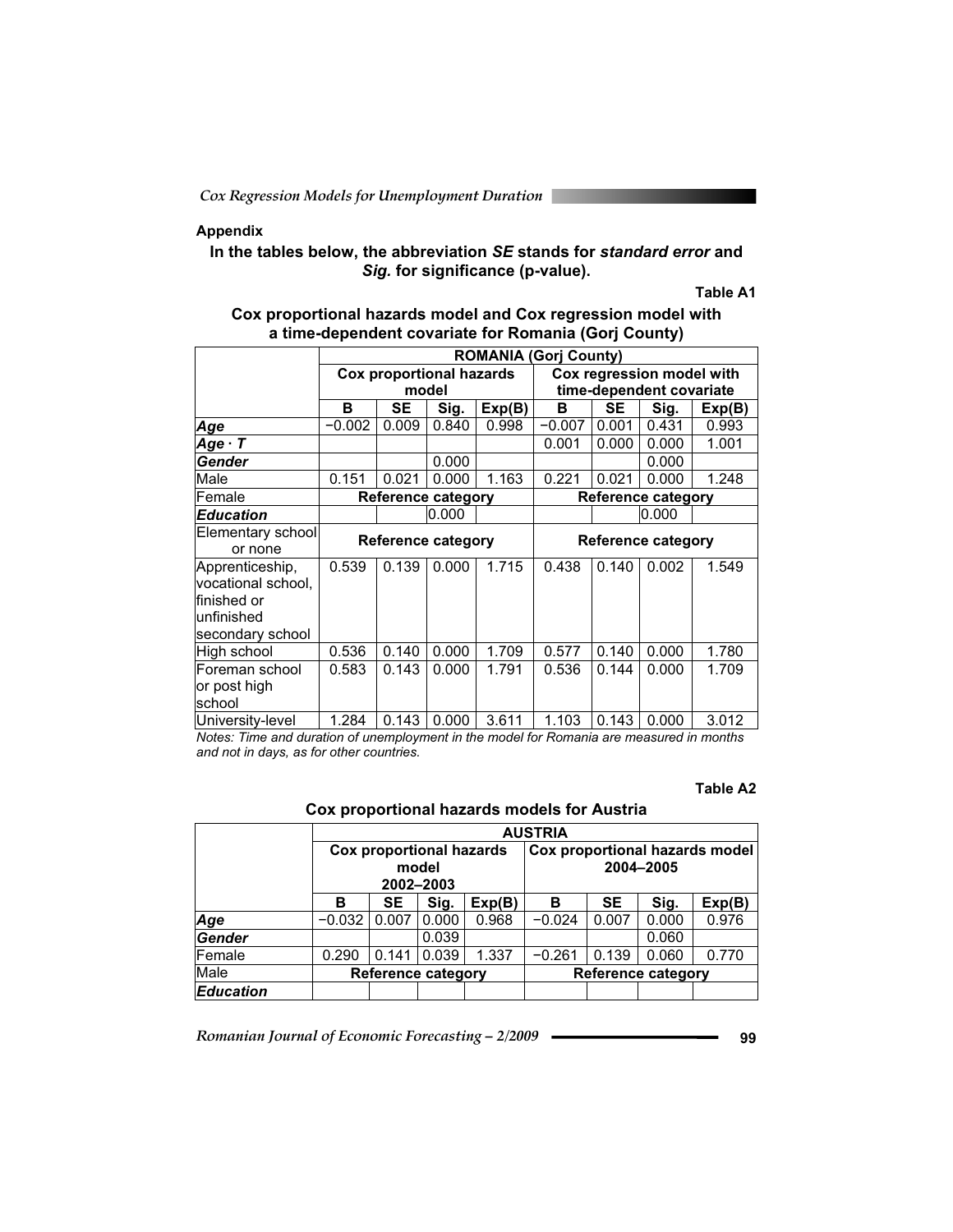## Appendix

**In the tables below, the abbreviation *SE* stands for *standard error* and *Sig.* for significance (p-value).**

**Table A1**

**Cox proportional hazards model and Cox regression model with a time-dependent covariate for Romania (Gorj County)**

| | ROMANIA (Gorj County) | | | | | | | |
|---|---|---|---|---|---|---|---|---|
| | Cox proportional hazards model | | | | Cox regression model with time-dependent covariate | | | |
| | B | SE | Sig. | Exp(B) | B | SE | Sig. | Exp(B) |
| ***Age*** | −0.002 | 0.009 | 0.840 | 0.998 | −0.007 | 0.001 | 0.431 | 0.993 |
| ***Age · T*** | | | | | 0.001 | 0.000 | 0.000 | 1.001 |
| ***Gender*** | | | 0.000 | | | | 0.000 | |
| Male | 0.151 | 0.021 | 0.000 | 1.163 | 0.221 | 0.021 | 0.000 | 1.248 |
| Female | **Reference category** | | | | **Reference category** | | | |
| ***Education*** | | | 0.000 | | | | 0.000 | |
| Elementary school or none | **Reference category** | | | | **Reference category** | | | |
| Apprenticeship, vocational school, finished or unfinished secondary school | 0.539 | 0.139 | 0.000 | 1.715 | 0.438 | 0.140 | 0.002 | 1.549 |
| High school | 0.536 | 0.140 | 0.000 | 1.709 | 0.577 | 0.140 | 0.000 | 1.780 |
| Foreman school or post high school | 0.583 | 0.143 | 0.000 | 1.791 | 0.536 | 0.144 | 0.000 | 1.709 |
| University-level | 1.284 | 0.143 | 0.000 | 3.611 | 1.103 | 0.143 | 0.000 | 3.012 |

*Notes: Time and duration of unemployment in the model for Romania are measured in months and not in days, as for other countries.*

**Table A2**

**Cox proportional hazards models for Austria**

| | AUSTRIA | | | | | | | |
|---|---|---|---|---|---|---|---|---|
| | Cox proportional hazards model 2002–2003 | | | | Cox proportional hazards model 2004–2005 | | | |
| | B | SE | Sig. | Exp(B) | B | SE | Sig. | Exp(B) |
| ***Age*** | −0.032 | 0.007 | 0.000 | 0.968 | −0.024 | 0.007 | 0.000 | 0.976 |
| ***Gender*** | | | 0.039 | | | | 0.060 | |
| Female | 0.290 | 0.141 | 0.039 | 1.337 | −0.261 | 0.139 | 0.060 | 0.770 |
| Male | **Reference category** | | | | **Reference category** | | | |
| ***Education*** | | | | | | | | |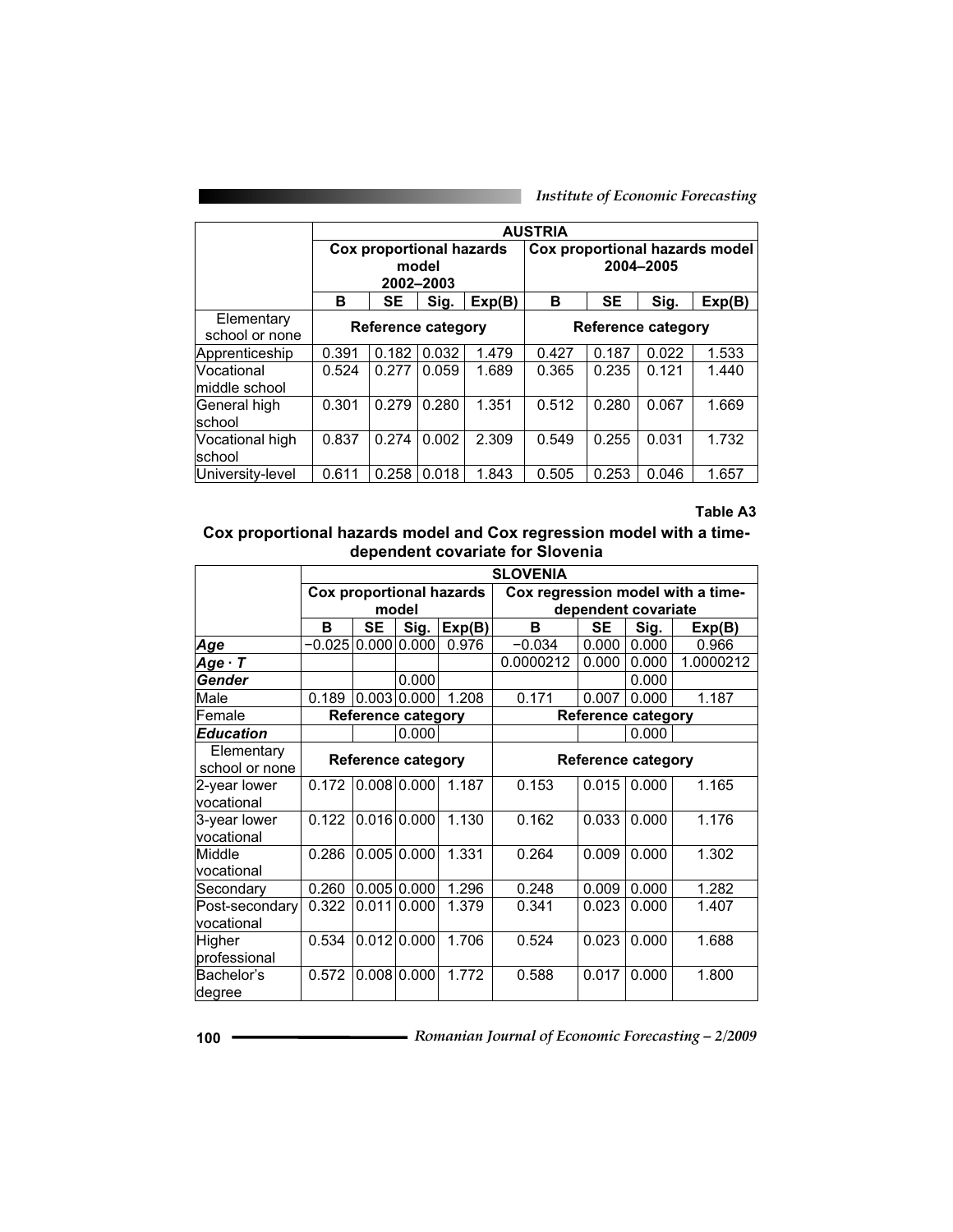| | AUSTRIA | | | | | | | |
|---|---|---|---|---|---|---|---|---|
| | Cox proportional hazards model 2002–2003 | | | | Cox proportional hazards model 2004–2005 | | | |
| | B | SE | Sig. | Exp(B) | B | SE | Sig. | Exp(B) |
| Elementary school or none | Reference category | | | | Reference category | | | |
| Apprenticeship | 0.391 | 0.182 | 0.032 | 1.479 | 0.427 | 0.187 | 0.022 | 1.533 |
| Vocational middle school | 0.524 | 0.277 | 0.059 | 1.689 | 0.365 | 0.235 | 0.121 | 1.440 |
| General high school | 0.301 | 0.279 | 0.280 | 1.351 | 0.512 | 0.280 | 0.067 | 1.669 |
| Vocational high school | 0.837 | 0.274 | 0.002 | 2.309 | 0.549 | 0.255 | 0.031 | 1.732 |
| University-level | 0.611 | 0.258 | 0.018 | 1.843 | 0.505 | 0.253 | 0.046 | 1.657 |

**Table A3**

**Cox proportional hazards model and Cox regression model with a time-dependent covariate for Slovenia**

| | SLOVENIA | | | | | | | |
|---|---|---|---|---|---|---|---|---|
| | Cox proportional hazards model | | | | Cox regression model with a time-dependent covariate | | | |
| | B | SE | Sig. | Exp(B) | B | SE | Sig. | Exp(B) |
| ***Age*** | −0.025 | 0.000 | 0.000 | 0.976 | −0.034 | 0.000 | 0.000 | 0.966 |
| ***Age · T*** | | | | | 0.0000212 | 0.000 | 0.000 | 1.0000212 |
| ***Gender*** | | | 0.000 | | | | 0.000 | |
| Male | 0.189 | 0.003 | 0.000 | 1.208 | 0.171 | 0.007 | 0.000 | 1.187 |
| Female | Reference category | | | | Reference category | | | |
| ***Education*** | | | 0.000 | | | | 0.000 | |
| Elementary school or none | Reference category | | | | Reference category | | | |
| 2-year lower vocational | 0.172 | 0.008 | 0.000 | 1.187 | 0.153 | 0.015 | 0.000 | 1.165 |
| 3-year lower vocational | 0.122 | 0.016 | 0.000 | 1.130 | 0.162 | 0.033 | 0.000 | 1.176 |
| Middle vocational | 0.286 | 0.005 | 0.000 | 1.331 | 0.264 | 0.009 | 0.000 | 1.302 |
| Secondary | 0.260 | 0.005 | 0.000 | 1.296 | 0.248 | 0.009 | 0.000 | 1.282 |
| Post-secondary vocational | 0.322 | 0.011 | 0.000 | 1.379 | 0.341 | 0.023 | 0.000 | 1.407 |
| Higher professional | 0.534 | 0.012 | 0.000 | 1.706 | 0.524 | 0.023 | 0.000 | 1.688 |
| Bachelor's degree | 0.572 | 0.008 | 0.000 | 1.772 | 0.588 | 0.017 | 0.000 | 1.800 |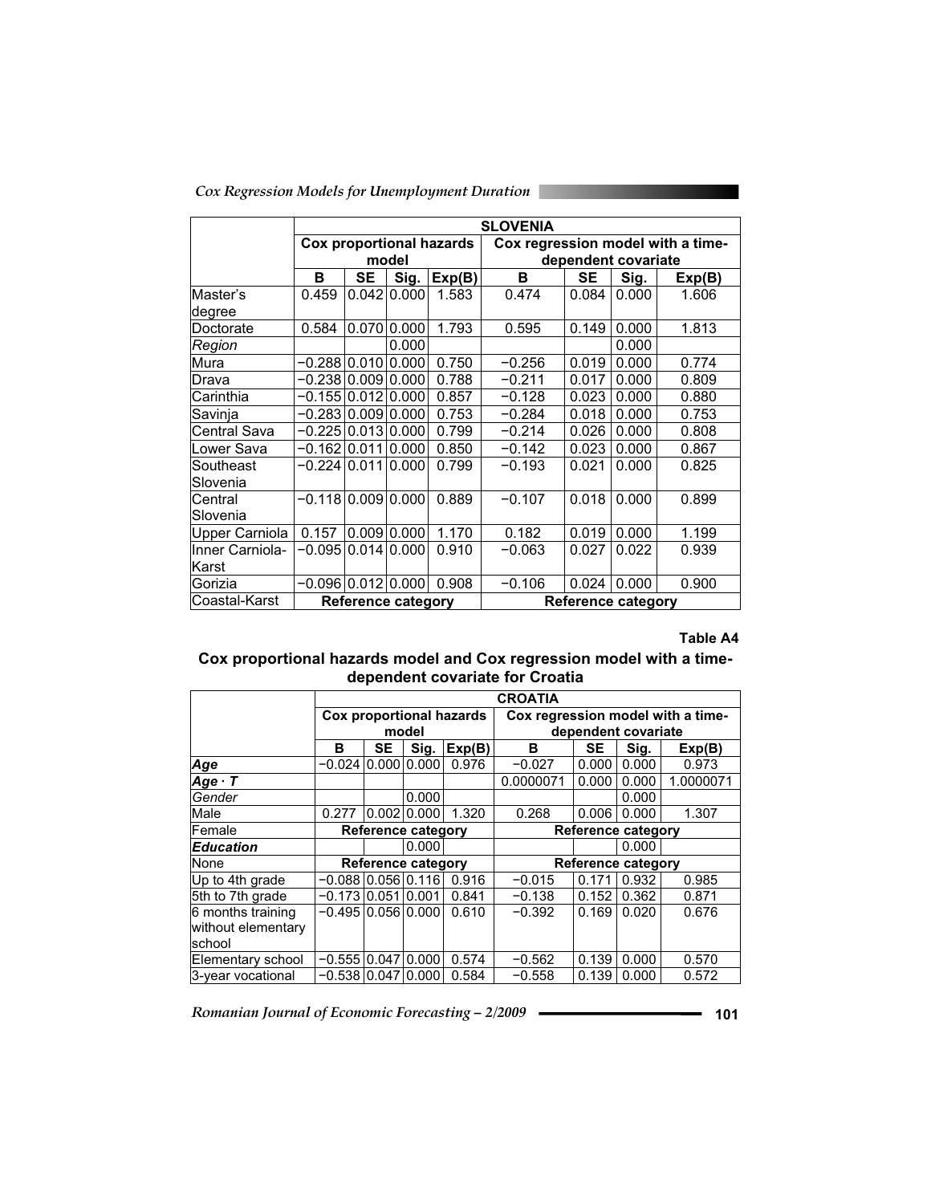| | SLOVENIA | | | | | | | |
|---|---|---|---|---|---|---|---|---|
| | Cox proportional hazards model | | | | Cox regression model with a time-dependent covariate | | | |
| | B | SE | Sig. | Exp(B) | B | SE | Sig. | Exp(B) |
| Master's degree | 0.459 | 0.042 | 0.000 | 1.583 | 0.474 | 0.084 | 0.000 | 1.606 |
| Doctorate | 0.584 | 0.070 | 0.000 | 1.793 | 0.595 | 0.149 | 0.000 | 1.813 |
| *Region* | | | 0.000 | | | | 0.000 | |
| Mura | −0.288 | 0.010 | 0.000 | 0.750 | −0.256 | 0.019 | 0.000 | 0.774 |
| Drava | −0.238 | 0.009 | 0.000 | 0.788 | −0.211 | 0.017 | 0.000 | 0.809 |
| Carinthia | −0.155 | 0.012 | 0.000 | 0.857 | −0.128 | 0.023 | 0.000 | 0.880 |
| Savinja | −0.283 | 0.009 | 0.000 | 0.753 | −0.284 | 0.018 | 0.000 | 0.753 |
| Central Sava | −0.225 | 0.013 | 0.000 | 0.799 | −0.214 | 0.026 | 0.000 | 0.808 |
| Lower Sava | −0.162 | 0.011 | 0.000 | 0.850 | −0.142 | 0.023 | 0.000 | 0.867 |
| Southeast Slovenia | −0.224 | 0.011 | 0.000 | 0.799 | −0.193 | 0.021 | 0.000 | 0.825 |
| Central Slovenia | −0.118 | 0.009 | 0.000 | 0.889 | −0.107 | 0.018 | 0.000 | 0.899 |
| Upper Carniola | 0.157 | 0.009 | 0.000 | 1.170 | 0.182 | 0.019 | 0.000 | 1.199 |
| Inner Carniola-Karst | −0.095 | 0.014 | 0.000 | 0.910 | −0.063 | 0.027 | 0.022 | 0.939 |
| Gorizia | −0.096 | 0.012 | 0.000 | 0.908 | −0.106 | 0.024 | 0.000 | 0.900 |
| Coastal-Karst | Reference category | | | | Reference category | | | |

**Table A4**

**Cox proportional hazards model and Cox regression model with a time-dependent covariate for Croatia**

| | CROATIA | | | | | | | |
|---|---|---|---|---|---|---|---|---|
| | Cox proportional hazards model | | | | Cox regression model with a time-dependent covariate | | | |
| | B | SE | Sig. | Exp(B) | B | SE | Sig. | Exp(B) |
| ***Age*** | −0.024 | 0.000 | 0.000 | 0.976 | −0.027 | 0.000 | 0.000 | 0.973 |
| ***Age · T*** | | | | | 0.0000071 | 0.000 | 0.000 | 1.0000071 |
| *Gender* | | | 0.000 | | | | 0.000 | |
| Male | 0.277 | 0.002 | 0.000 | 1.320 | 0.268 | 0.006 | 0.000 | 1.307 |
| Female | Reference category | | | | Reference category | | | |
| ***Education*** | | | 0.000 | | | | 0.000 | |
| None | Reference category | | | | Reference category | | | |
| Up to 4th grade | −0.088 | 0.056 | 0.116 | 0.916 | −0.015 | 0.171 | 0.932 | 0.985 |
| 5th to 7th grade | −0.173 | 0.051 | 0.001 | 0.841 | −0.138 | 0.152 | 0.362 | 0.871 |
| 6 months training without elementary school | −0.495 | 0.056 | 0.000 | 0.610 | −0.392 | 0.169 | 0.020 | 0.676 |
| Elementary school | −0.555 | 0.047 | 0.000 | 0.574 | −0.562 | 0.139 | 0.000 | 0.570 |
| 3-year vocational | −0.538 | 0.047 | 0.000 | 0.584 | −0.558 | 0.139 | 0.000 | 0.572 |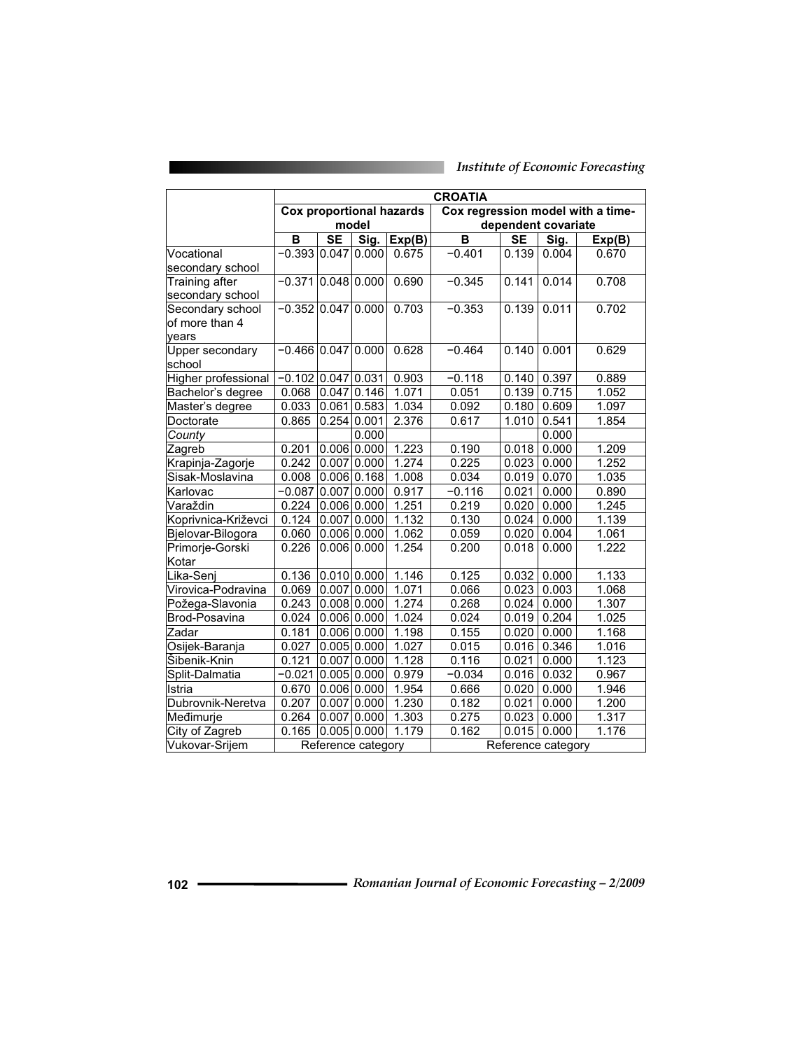| | CROATIA | | | | | | | |
|---|---|---|---|---|---|---|---|---|
| | Cox proportional hazards model | | | | Cox regression model with a time-dependent covariate | | | |
| | B | SE | Sig. | Exp(B) | B | SE | Sig. | Exp(B) |
| Vocational secondary school | −0.393 | 0.047 | 0.000 | 0.675 | −0.401 | 0.139 | 0.004 | 0.670 |
| Training after secondary school | −0.371 | 0.048 | 0.000 | 0.690 | −0.345 | 0.141 | 0.014 | 0.708 |
| Secondary school of more than 4 years | −0.352 | 0.047 | 0.000 | 0.703 | −0.353 | 0.139 | 0.011 | 0.702 |
| Upper secondary school | −0.466 | 0.047 | 0.000 | 0.628 | −0.464 | 0.140 | 0.001 | 0.629 |
| Higher professional | −0.102 | 0.047 | 0.031 | 0.903 | −0.118 | 0.140 | 0.397 | 0.889 |
| Bachelor's degree | 0.068 | 0.047 | 0.146 | 1.071 | 0.051 | 0.139 | 0.715 | 1.052 |
| Master's degree | 0.033 | 0.061 | 0.583 | 1.034 | 0.092 | 0.180 | 0.609 | 1.097 |
| Doctorate | 0.865 | 0.254 | 0.001 | 2.376 | 0.617 | 1.010 | 0.541 | 1.854 |
| *County* | | | 0.000 | | | | 0.000 | |
| Zagreb | 0.201 | 0.006 | 0.000 | 1.223 | 0.190 | 0.018 | 0.000 | 1.209 |
| Krapinja-Zagorje | 0.242 | 0.007 | 0.000 | 1.274 | 0.225 | 0.023 | 0.000 | 1.252 |
| Sisak-Moslavina | 0.008 | 0.006 | 0.168 | 1.008 | 0.034 | 0.019 | 0.070 | 1.035 |
| Karlovac | −0.087 | 0.007 | 0.000 | 0.917 | −0.116 | 0.021 | 0.000 | 0.890 |
| Varaždin | 0.224 | 0.006 | 0.000 | 1.251 | 0.219 | 0.020 | 0.000 | 1.245 |
| Koprivnica-Križevci | 0.124 | 0.007 | 0.000 | 1.132 | 0.130 | 0.024 | 0.000 | 1.139 |
| Bjelovar-Bilogora | 0.060 | 0.006 | 0.000 | 1.062 | 0.059 | 0.020 | 0.004 | 1.061 |
| Primorje-Gorski Kotar | 0.226 | 0.006 | 0.000 | 1.254 | 0.200 | 0.018 | 0.000 | 1.222 |
| Lika-Senj | 0.136 | 0.010 | 0.000 | 1.146 | 0.125 | 0.032 | 0.000 | 1.133 |
| Virovica-Podravina | 0.069 | 0.007 | 0.000 | 1.071 | 0.066 | 0.023 | 0.003 | 1.068 |
| Požega-Slavonia | 0.243 | 0.008 | 0.000 | 1.274 | 0.268 | 0.024 | 0.000 | 1.307 |
| Brod-Posavina | 0.024 | 0.006 | 0.000 | 1.024 | 0.024 | 0.019 | 0.204 | 1.025 |
| Zadar | 0.181 | 0.006 | 0.000 | 1.198 | 0.155 | 0.020 | 0.000 | 1.168 |
| Osijek-Baranja | 0.027 | 0.005 | 0.000 | 1.027 | 0.015 | 0.016 | 0.346 | 1.016 |
| Šibenik-Knin | 0.121 | 0.007 | 0.000 | 1.128 | 0.116 | 0.021 | 0.000 | 1.123 |
| Split-Dalmatia | −0.021 | 0.005 | 0.000 | 0.979 | −0.034 | 0.016 | 0.032 | 0.967 |
| Istria | 0.670 | 0.006 | 0.000 | 1.954 | 0.666 | 0.020 | 0.000 | 1.946 |
| Dubrovnik-Neretva | 0.207 | 0.007 | 0.000 | 1.230 | 0.182 | 0.021 | 0.000 | 1.200 |
| Međimurje | 0.264 | 0.007 | 0.000 | 1.303 | 0.275 | 0.023 | 0.000 | 1.317 |
| City of Zagreb | 0.165 | 0.005 | 0.000 | 1.179 | 0.162 | 0.015 | 0.000 | 1.176 |
| Vukovar-Srijem | Reference category | | | | Reference category | | | |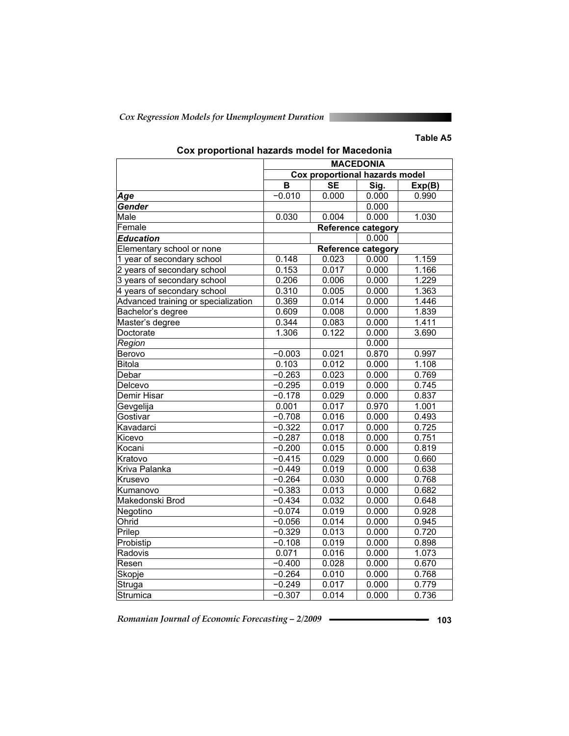Table A5

**Cox proportional hazards model for Macedonia**

| | MACEDONIA | | | |
|---|---|---|---|---|
| | Cox proportional hazards model | | | |
| | B | SE | Sig. | Exp(B) |
| ***Age*** | −0.010 | 0.000 | 0.000 | 0.990 |
| ***Gender*** | | | 0.000 | |
| Male | 0.030 | 0.004 | 0.000 | 1.030 |
| Female | Reference category | | | |
| ***Education*** | | | 0.000 | |
| Elementary school or none | Reference category | | | |
| 1 year of secondary school | 0.148 | 0.023 | 0.000 | 1.159 |
| 2 years of secondary school | 0.153 | 0.017 | 0.000 | 1.166 |
| 3 years of secondary school | 0.206 | 0.006 | 0.000 | 1.229 |
| 4 years of secondary school | 0.310 | 0.005 | 0.000 | 1.363 |
| Advanced training or specialization | 0.369 | 0.014 | 0.000 | 1.446 |
| Bachelor's degree | 0.609 | 0.008 | 0.000 | 1.839 |
| Master's degree | 0.344 | 0.083 | 0.000 | 1.411 |
| Doctorate | 1.306 | 0.122 | 0.000 | 3.690 |
| *Region* | | | 0.000 | |
| Berovo | −0.003 | 0.021 | 0.870 | 0.997 |
| Bitola | 0.103 | 0.012 | 0.000 | 1.108 |
| Debar | −0.263 | 0.023 | 0.000 | 0.769 |
| Delcevo | −0.295 | 0.019 | 0.000 | 0.745 |
| Demir Hisar | −0.178 | 0.029 | 0.000 | 0.837 |
| Gevgelija | 0.001 | 0.017 | 0.970 | 1.001 |
| Gostivar | −0.708 | 0.016 | 0.000 | 0.493 |
| Kavadarci | −0.322 | 0.017 | 0.000 | 0.725 |
| Kicevo | −0.287 | 0.018 | 0.000 | 0.751 |
| Kocani | −0.200 | 0.015 | 0.000 | 0.819 |
| Kratovo | −0.415 | 0.029 | 0.000 | 0.660 |
| Kriva Palanka | −0.449 | 0.019 | 0.000 | 0.638 |
| Krusevo | −0.264 | 0.030 | 0.000 | 0.768 |
| Kumanovo | −0.383 | 0.013 | 0.000 | 0.682 |
| Makedonski Brod | −0.434 | 0.032 | 0.000 | 0.648 |
| Negotino | −0.074 | 0.019 | 0.000 | 0.928 |
| Ohrid | −0.056 | 0.014 | 0.000 | 0.945 |
| Prilep | −0.329 | 0.013 | 0.000 | 0.720 |
| Probistip | −0.108 | 0.019 | 0.000 | 0.898 |
| Radovis | 0.071 | 0.016 | 0.000 | 1.073 |
| Resen | −0.400 | 0.028 | 0.000 | 0.670 |
| Skopje | −0.264 | 0.010 | 0.000 | 0.768 |
| Struga | −0.249 | 0.017 | 0.000 | 0.779 |
| Strumica | −0.307 | 0.014 | 0.000 | 0.736 |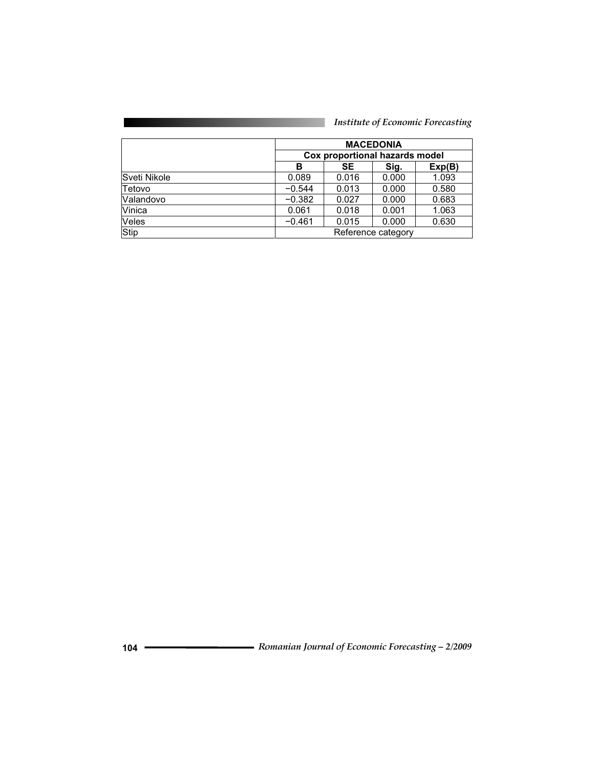| | MACEDONIA | | | |
|---|---|---|---|---|
| | Cox proportional hazards model | | | |
| | B | SE | Sig. | Exp(B) |
| Sveti Nikole | 0.089 | 0.016 | 0.000 | 1.093 |
| Tetovo | −0.544 | 0.013 | 0.000 | 0.580 |
| Valandovo | −0.382 | 0.027 | 0.000 | 0.683 |
| Vinica | 0.061 | 0.018 | 0.001 | 1.063 |
| Veles | −0.461 | 0.015 | 0.000 | 0.630 |
| Stip | Reference category | | | |